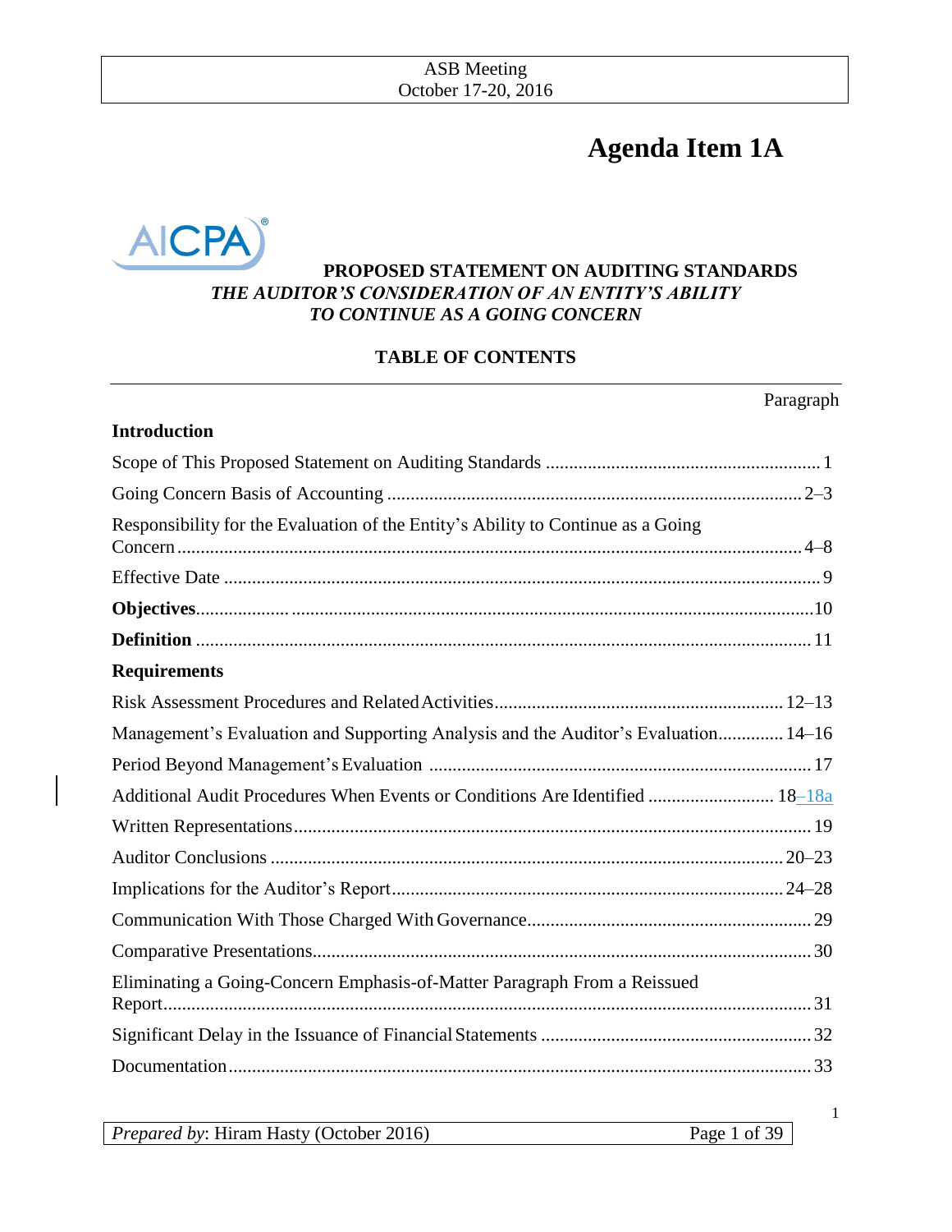ASB Meeting
October 17-20, 2016

# Agenda Item 1A

**PROPOSED STATEMENT ON AUDITING STANDARDS**
***THE AUDITOR'S CONSIDERATION OF AN ENTITY'S ABILITY TO CONTINUE AS A GOING CONCERN***

**TABLE OF CONTENTS**

| | Paragraph |
|---|---|
| **Introduction** | |
| Scope of This Proposed Statement on Auditing Standards | 1 |
| Going Concern Basis of Accounting | 2–3 |
| Responsibility for the Evaluation of the Entity's Ability to Continue as a Going Concern | 4–8 |
| Effective Date | 9 |
| **Objectives** | 10 |
| **Definition** | 11 |
| **Requirements** | |
| Risk Assessment Procedures and Related Activities | 12–13 |
| Management's Evaluation and Supporting Analysis and the Auditor's Evaluation | 14–16 |
| Period Beyond Management's Evaluation | 17 |
| Additional Audit Procedures When Events or Conditions Are Identified | 18–18a |
| Written Representations | 19 |
| Auditor Conclusions | 20–23 |
| Implications for the Auditor's Report | 24–28 |
| Communication With Those Charged With Governance | 29 |
| Comparative Presentations | 30 |
| Eliminating a Going-Concern Emphasis-of-Matter Paragraph From a Reissued Report | 31 |
| Significant Delay in the Issuance of Financial Statements | 32 |
| Documentation | 33 |

*Prepared by*: Hiram Hasty (October 2016)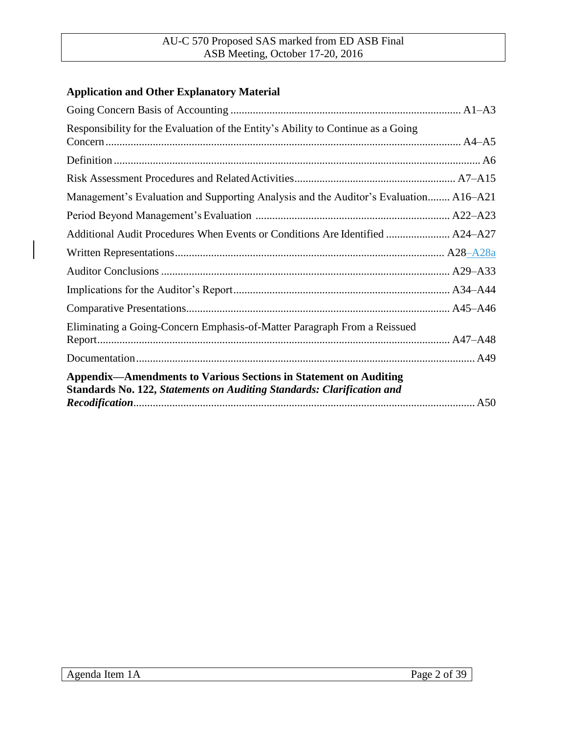## Application and Other Explanatory Material

Going Concern Basis of Accounting .................................................................................. A1–A3

Responsibility for the Evaluation of the Entity's Ability to Continue as a Going Concern .............................................................................................................................. A4–A5

Definition ................................................................................................................................. A6

Risk Assessment Procedures and Related Activities .......................................................... A7–A15

Management's Evaluation and Supporting Analysis and the Auditor's Evaluation ........ A16–A21

Period Beyond Management's Evaluation ..................................................................... A22–A23

Additional Audit Procedures When Events or Conditions Are Identified ...................... A24–A27

Written Representations ................................................................................................ A28–A28a

Auditor Conclusions ....................................................................................................... A29–A33

Implications for the Auditor's Report ............................................................................. A34–A44

Comparative Presentations .............................................................................................. A45–A46

Eliminating a Going-Concern Emphasis-of-Matter Paragraph From a Reissued Report .............................................................................................................................. A47–A48

Documentation ........................................................................................................................ A49

**Appendix—Amendments to Various Sections in Statement on Auditing Standards No. 122, *Statements on Auditing Standards: Clarification and Recodification*** ....................................................................................................................... A50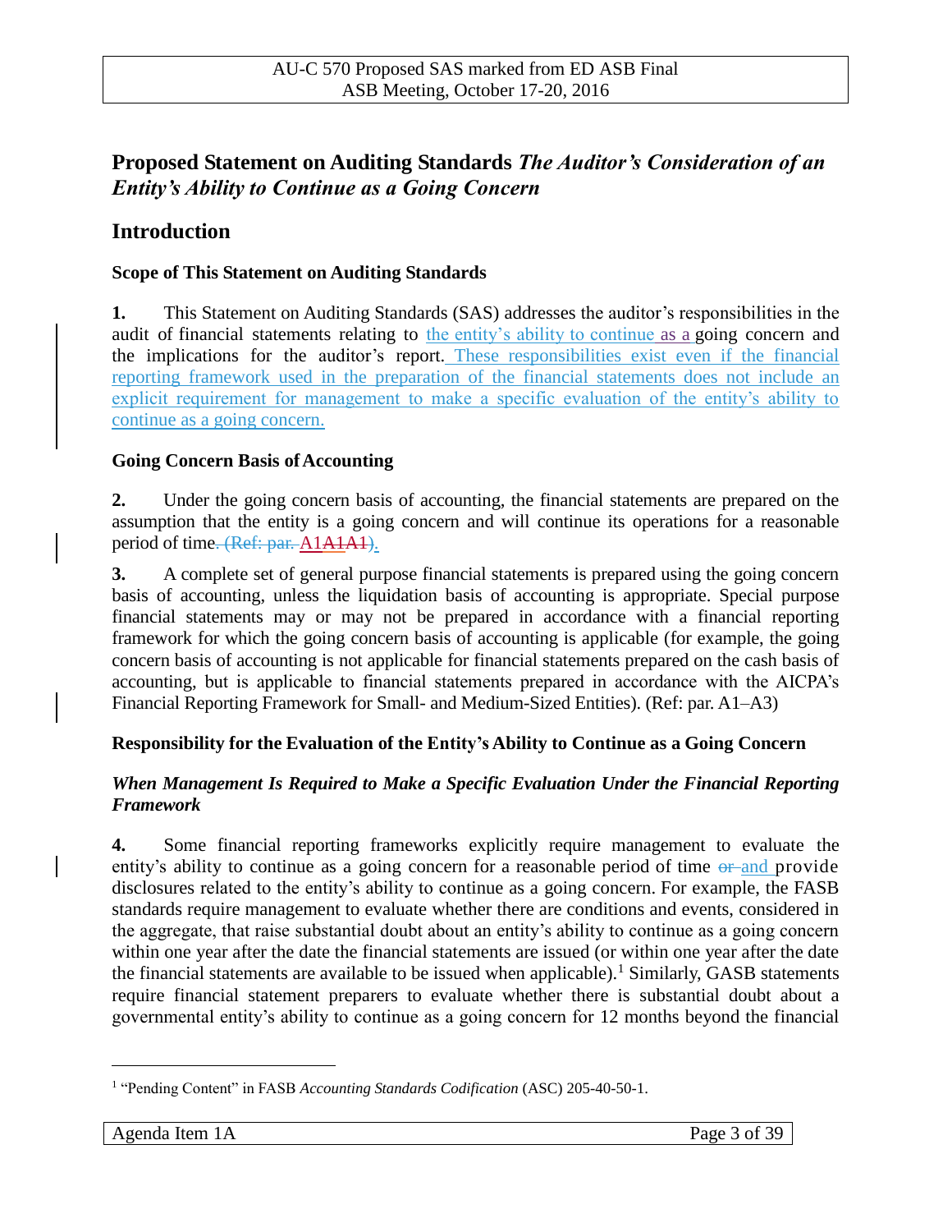# Proposed Statement on Auditing Standards *The Auditor's Consideration of an Entity's Ability to Continue as a Going Concern*

## Introduction

### Scope of This Statement on Auditing Standards

**1.** This Statement on Auditing Standards (SAS) addresses the auditor's responsibilities in the audit of financial statements relating to the entity's ability to continue as a going concern and the implications for the auditor's report. These responsibilities exist even if the financial reporting framework used in the preparation of the financial statements does not include an explicit requirement for management to make a specific evaluation of the entity's ability to continue as a going concern.

### Going Concern Basis of Accounting

**2.** Under the going concern basis of accounting, the financial statements are prepared on the assumption that the entity is a going concern and will continue its operations for a reasonable period of time. (Ref: par. A1A1A1).

**3.** A complete set of general purpose financial statements is prepared using the going concern basis of accounting, unless the liquidation basis of accounting is appropriate. Special purpose financial statements may or may not be prepared in accordance with a financial reporting framework for which the going concern basis of accounting is applicable (for example, the going concern basis of accounting is not applicable for financial statements prepared on the cash basis of accounting, but is applicable to financial statements prepared in accordance with the AICPA's Financial Reporting Framework for Small- and Medium-Sized Entities). (Ref: par. A1–A3)

### Responsibility for the Evaluation of the Entity's Ability to Continue as a Going Concern

#### *When Management Is Required to Make a Specific Evaluation Under the Financial Reporting Framework*

**4.** Some financial reporting frameworks explicitly require management to evaluate the entity's ability to continue as a going concern for a reasonable period of time or and provide disclosures related to the entity's ability to continue as a going concern. For example, the FASB standards require management to evaluate whether there are conditions and events, considered in the aggregate, that raise substantial doubt about an entity's ability to continue as a going concern within one year after the date the financial statements are issued (or within one year after the date the financial statements are available to be issued when applicable).[1] Similarly, GASB statements require financial statement preparers to evaluate whether there is substantial doubt about a governmental entity's ability to continue as a going concern for 12 months beyond the financial

[1] "Pending Content" in FASB *Accounting Standards Codification* (ASC) 205-40-50-1.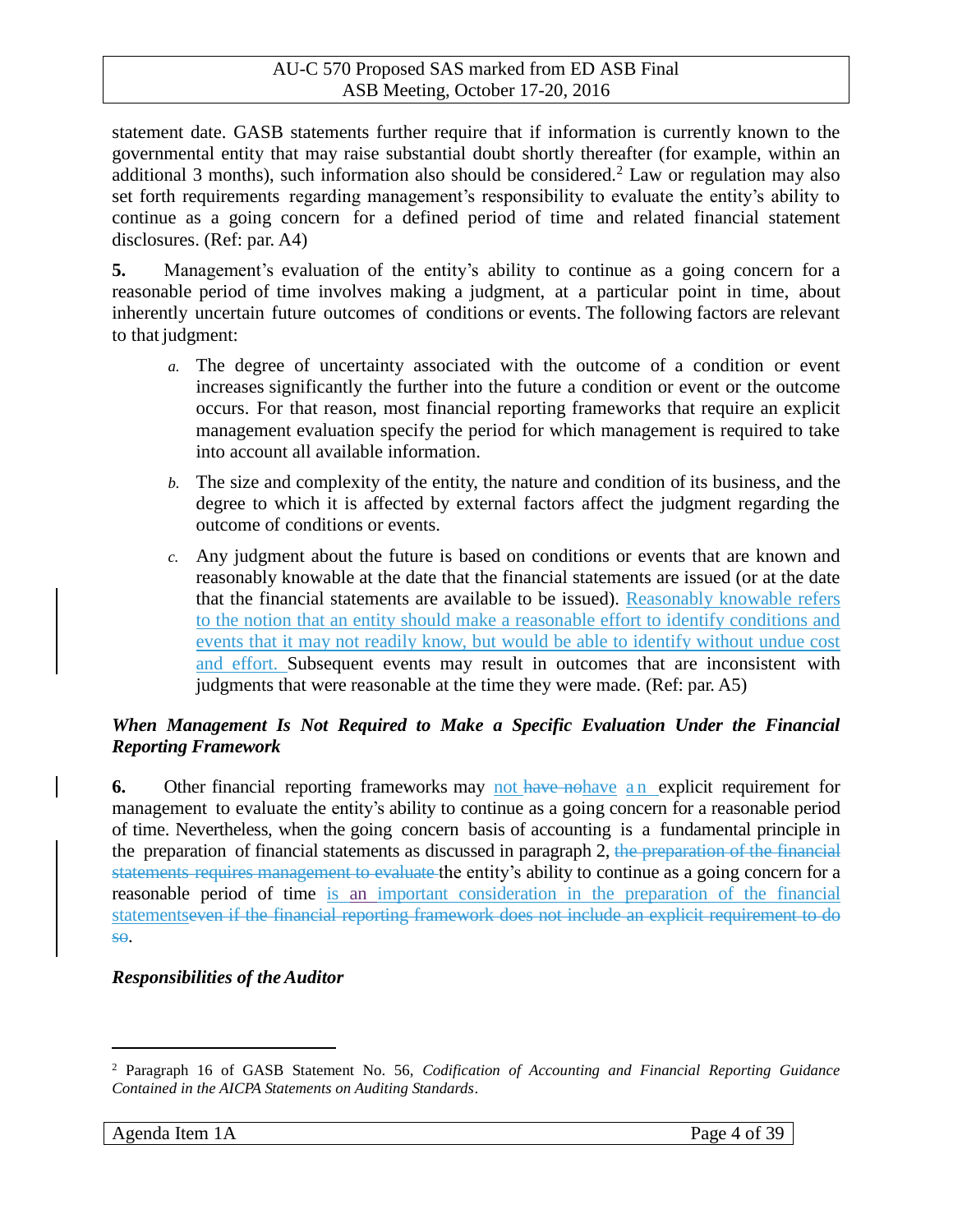statement date. GASB statements further require that if information is currently known to the governmental entity that may raise substantial doubt shortly thereafter (for example, within an additional 3 months), such information also should be considered.[2] Law or regulation may also set forth requirements regarding management's responsibility to evaluate the entity's ability to continue as a going concern for a defined period of time and related financial statement disclosures. (Ref: par. A4)

**5.** Management's evaluation of the entity's ability to continue as a going concern for a reasonable period of time involves making a judgment, at a particular point in time, about inherently uncertain future outcomes of conditions or events. The following factors are relevant to that judgment:

*a.* The degree of uncertainty associated with the outcome of a condition or event increases significantly the further into the future a condition or event or the outcome occurs. For that reason, most financial reporting frameworks that require an explicit management evaluation specify the period for which management is required to take into account all available information.

*b.* The size and complexity of the entity, the nature and condition of its business, and the degree to which it is affected by external factors affect the judgment regarding the outcome of conditions or events.

*c.* Any judgment about the future is based on conditions or events that are known and reasonably knowable at the date that the financial statements are issued (or at the date that the financial statements are available to be issued). Reasonably knowable refers to the notion that an entity should make a reasonable effort to identify conditions and events that it may not readily know, but would be able to identify without undue cost and effort. Subsequent events may result in outcomes that are inconsistent with judgments that were reasonable at the time they were made. (Ref: par. A5)

### *When Management Is Not Required to Make a Specific Evaluation Under the Financial Reporting Framework*

**6.** Other financial reporting frameworks may not ~~have no~~have an explicit requirement for management to evaluate the entity's ability to continue as a going concern for a reasonable period of time. Nevertheless, when the going concern basis of accounting is a fundamental principle in the preparation of financial statements as discussed in paragraph 2, ~~the preparation of the financial statements requires management to evaluate~~ the entity's ability to continue as a going concern for a reasonable period of time is an important consideration in the preparation of the financial statements~~even if the financial reporting framework does not include an explicit requirement to do so~~.

### *Responsibilities of the Auditor*

---

[2] Paragraph 16 of GASB Statement No. 56, *Codification of Accounting and Financial Reporting Guidance Contained in the AICPA Statements on Auditing Standards*.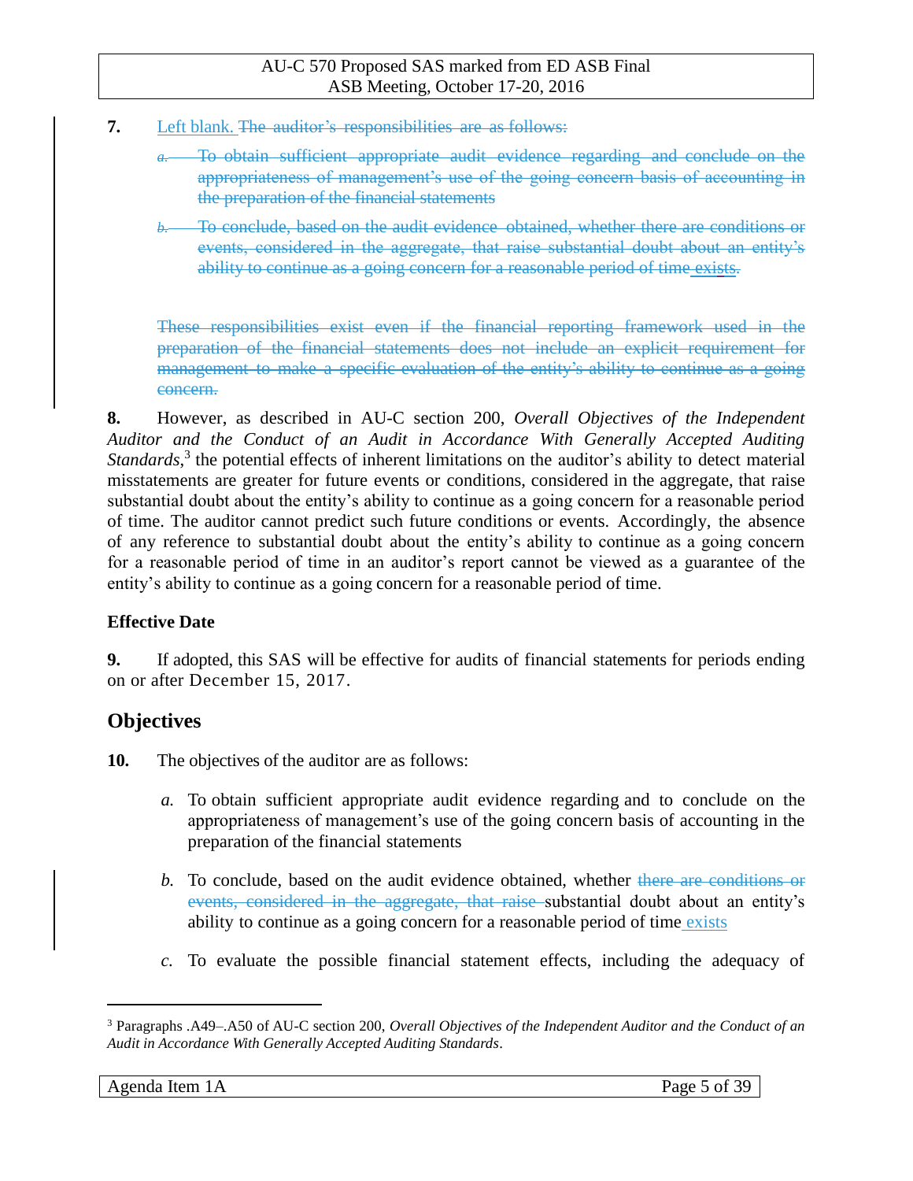**7.** Left blank. ~~The auditor's responsibilities are as follows:~~

> *a.* ~~To obtain sufficient appropriate audit evidence regarding and conclude on the appropriateness of management's use of the going concern basis of accounting in the preparation of the financial statements~~
>
> *b.* ~~To conclude, based on the audit evidence obtained, whether there are conditions or events, considered in the aggregate, that raise substantial doubt about an entity's ability to continue as a going concern for a reasonable period of time~~ exists~~.~~

~~These responsibilities exist even if the financial reporting framework used in the preparation of the financial statements does not include an explicit requirement for management to make a specific evaluation of the entity's ability to continue as a going concern.~~

**8.** However, as described in AU-C section 200, *Overall Objectives of the Independent Auditor and the Conduct of an Audit in Accordance With Generally Accepted Auditing Standards*,[3] the potential effects of inherent limitations on the auditor's ability to detect material misstatements are greater for future events or conditions, considered in the aggregate, that raise substantial doubt about the entity's ability to continue as a going concern for a reasonable period of time. The auditor cannot predict such future conditions or events. Accordingly, the absence of any reference to substantial doubt about the entity's ability to continue as a going concern for a reasonable period of time in an auditor's report cannot be viewed as a guarantee of the entity's ability to continue as a going concern for a reasonable period of time.

**Effective Date**

**9.** If adopted, this SAS will be effective for audits of financial statements for periods ending on or after December 15, 2017.

## Objectives

**10.** The objectives of the auditor are as follows:

> *a.* To obtain sufficient appropriate audit evidence regarding and to conclude on the appropriateness of management's use of the going concern basis of accounting in the preparation of the financial statements
>
> *b.* To conclude, based on the audit evidence obtained, whether ~~there are conditions or events, considered in the aggregate, that raise~~ substantial doubt about an entity's ability to continue as a going concern for a reasonable period of time exists
>
> *c.* To evaluate the possible financial statement effects, including the adequacy of

[3] Paragraphs .A49–.A50 of AU-C section 200, *Overall Objectives of the Independent Auditor and the Conduct of an Audit in Accordance With Generally Accepted Auditing Standards*.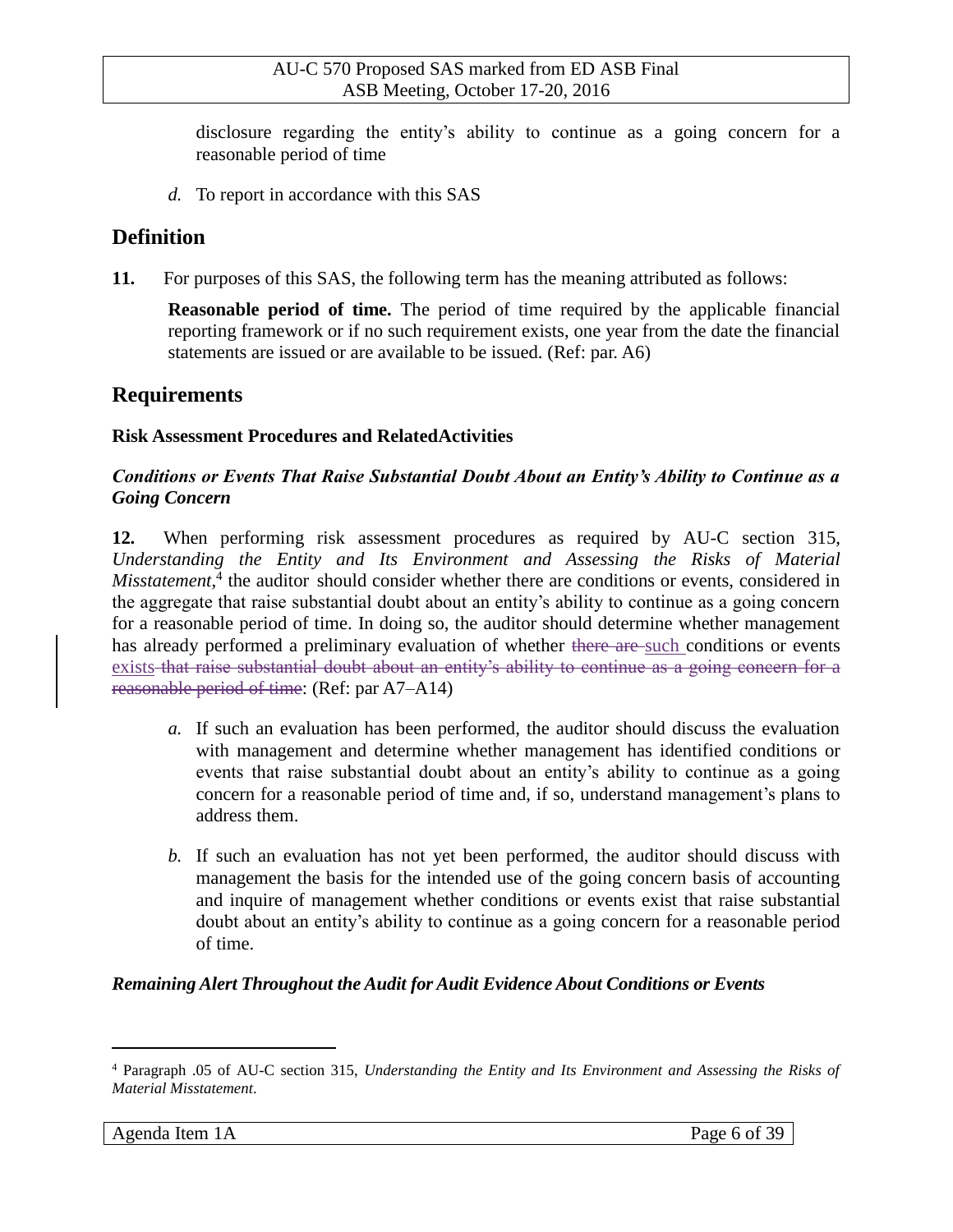disclosure regarding the entity's ability to continue as a going concern for a reasonable period of time

*d.* To report in accordance with this SAS

## Definition

**11.** For purposes of this SAS, the following term has the meaning attributed as follows:

**Reasonable period of time.** The period of time required by the applicable financial reporting framework or if no such requirement exists, one year from the date the financial statements are issued or are available to be issued. (Ref: par. A6)

## Requirements

### Risk Assessment Procedures and RelatedActivities

#### *Conditions or Events That Raise Substantial Doubt About an Entity's Ability to Continue as a Going Concern*

**12.** When performing risk assessment procedures as required by AU-C section 315, *Understanding the Entity and Its Environment and Assessing the Risks of Material Misstatement*,[4] the auditor should consider whether there are conditions or events, considered in the aggregate that raise substantial doubt about an entity's ability to continue as a going concern for a reasonable period of time. In doing so, the auditor should determine whether management has already performed a preliminary evaluation of whether ~~there are~~ such conditions or events exists ~~that raise substantial doubt about an entity's ability to continue as a going concern for a reasonable period of time~~: (Ref: par A7–A14)

*a.* If such an evaluation has been performed, the auditor should discuss the evaluation with management and determine whether management has identified conditions or events that raise substantial doubt about an entity's ability to continue as a going concern for a reasonable period of time and, if so, understand management's plans to address them.

*b.* If such an evaluation has not yet been performed, the auditor should discuss with management the basis for the intended use of the going concern basis of accounting and inquire of management whether conditions or events exist that raise substantial doubt about an entity's ability to continue as a going concern for a reasonable period of time.

#### *Remaining Alert Throughout the Audit for Audit Evidence About Conditions or Events*

---

[4] Paragraph .05 of AU-C section 315, *Understanding the Entity and Its Environment and Assessing the Risks of Material Misstatement*.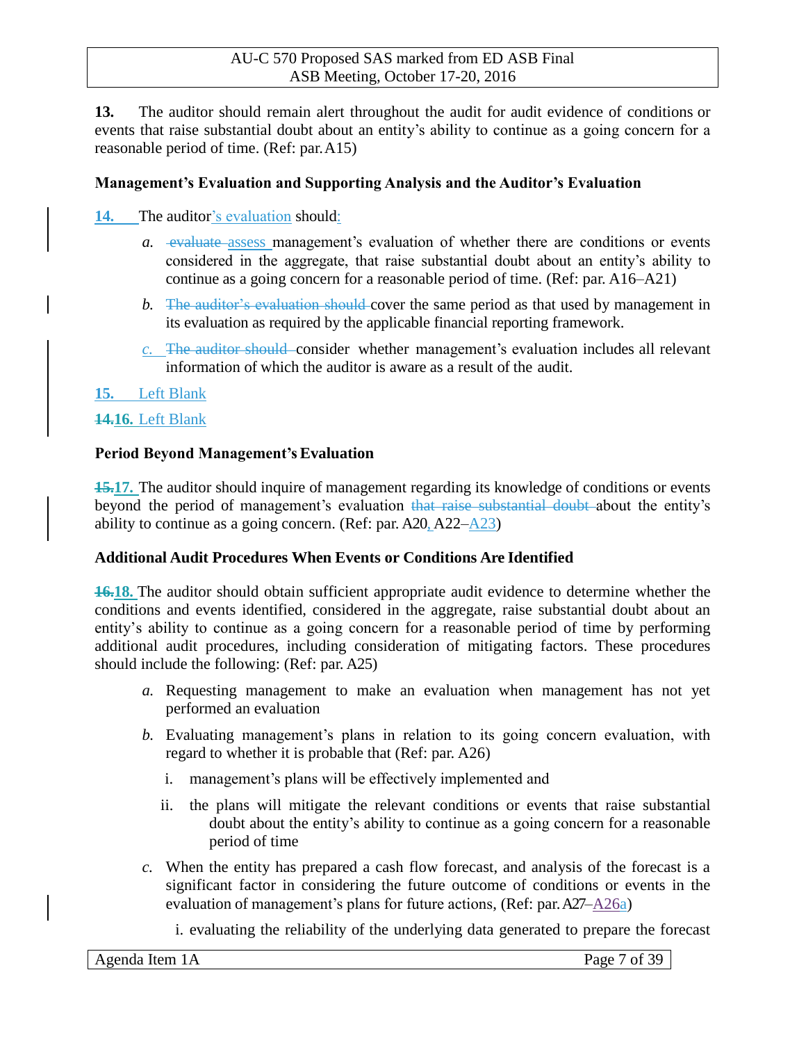**13.** The auditor should remain alert throughout the audit for audit evidence of conditions or events that raise substantial doubt about an entity's ability to continue as a going concern for a reasonable period of time. (Ref: par. A15)

### Management's Evaluation and Supporting Analysis and the Auditor's Evaluation

**14.** The auditor's evaluation should:

*a.* ~~evaluate~~ assess management's evaluation of whether there are conditions or events considered in the aggregate, that raise substantial doubt about an entity's ability to continue as a going concern for a reasonable period of time. (Ref: par. A16–A21)

*b.* ~~The auditor's evaluation should~~ cover the same period as that used by management in its evaluation as required by the applicable financial reporting framework.

*c.* ~~The auditor should~~ consider whether management's evaluation includes all relevant information of which the auditor is aware as a result of the audit.

**15.** Left Blank

~~**14.**~~**16.** Left Blank

### Period Beyond Management's Evaluation

~~**15.**~~**17.** The auditor should inquire of management regarding its knowledge of conditions or events beyond the period of management's evaluation ~~that raise substantial doubt~~ about the entity's ability to continue as a going concern. (Ref: par. A20, A22–A23)

### Additional Audit Procedures When Events or Conditions Are Identified

~~**16.**~~**18.** The auditor should obtain sufficient appropriate audit evidence to determine whether the conditions and events identified, considered in the aggregate, raise substantial doubt about an entity's ability to continue as a going concern for a reasonable period of time by performing additional audit procedures, including consideration of mitigating factors. These procedures should include the following: (Ref: par. A25)

*a.* Requesting management to make an evaluation when management has not yet performed an evaluation

*b.* Evaluating management's plans in relation to its going concern evaluation, with regard to whether it is probable that (Ref: par. A26)

   i. management's plans will be effectively implemented and

   ii. the plans will mitigate the relevant conditions or events that raise substantial doubt about the entity's ability to continue as a going concern for a reasonable period of time

*c.* When the entity has prepared a cash flow forecast, and analysis of the forecast is a significant factor in considering the future outcome of conditions or events in the evaluation of management's plans for future actions, (Ref: par. A27–A26a)

   i. evaluating the reliability of the underlying data generated to prepare the forecast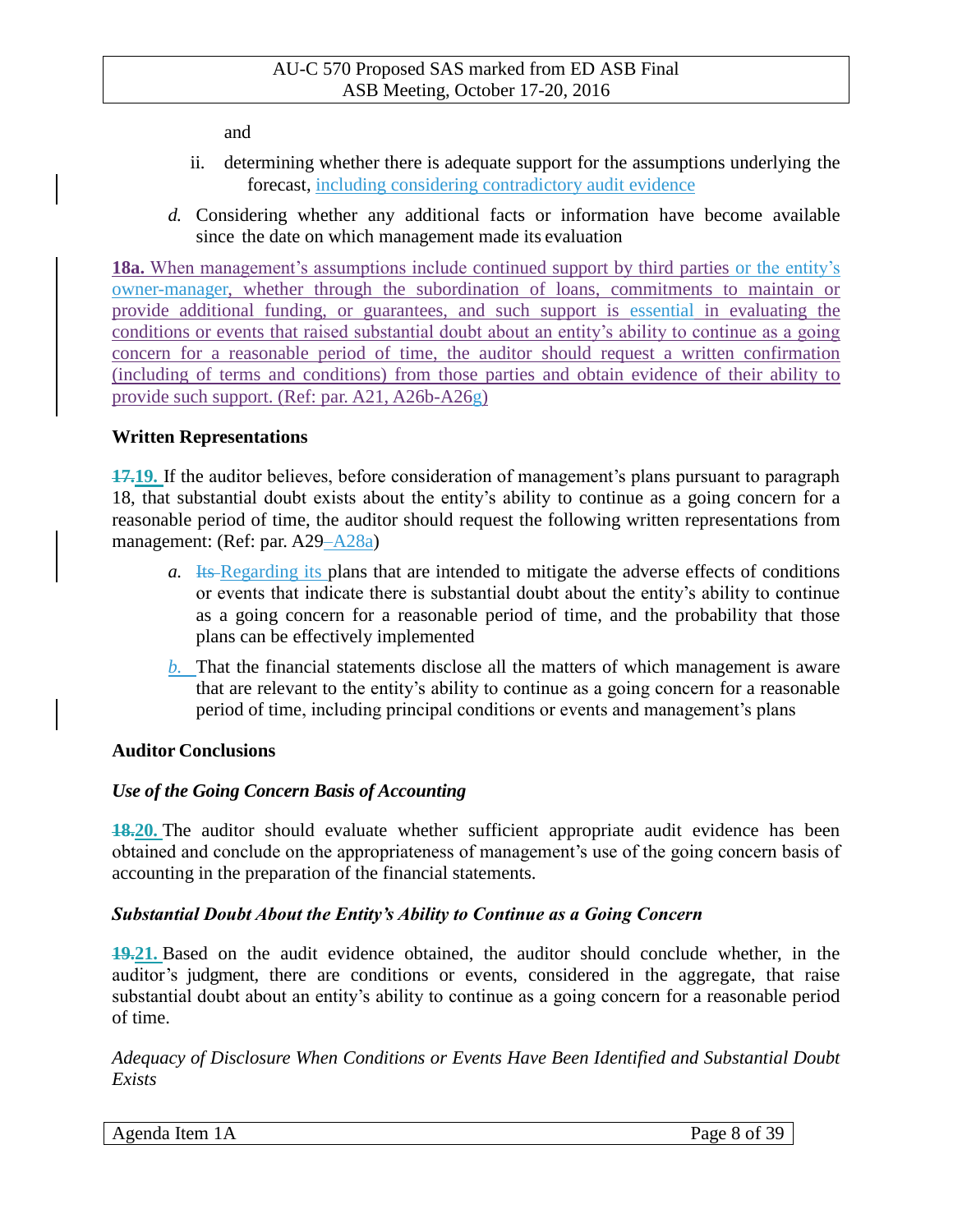and

ii. determining whether there is adequate support for the assumptions underlying the forecast, including considering contradictory audit evidence

*d.* Considering whether any additional facts or information have become available since the date on which management made its evaluation

**18a.** When management's assumptions include continued support by third parties or the entity's owner-manager, whether through the subordination of loans, commitments to maintain or provide additional funding, or guarantees, and such support is essential in evaluating the conditions or events that raised substantial doubt about an entity's ability to continue as a going concern for a reasonable period of time, the auditor should request a written confirmation (including of terms and conditions) from those parties and obtain evidence of their ability to provide such support. (Ref: par. A21, A26b-A26g)

**Written Representations**

~~**17.**~~**19.** If the auditor believes, before consideration of management's plans pursuant to paragraph 18, that substantial doubt exists about the entity's ability to continue as a going concern for a reasonable period of time, the auditor should request the following written representations from management: (Ref: par. A29–A28a)

*a.* ~~Its~~ Regarding its plans that are intended to mitigate the adverse effects of conditions or events that indicate there is substantial doubt about the entity's ability to continue as a going concern for a reasonable period of time, and the probability that those plans can be effectively implemented

*b.* That the financial statements disclose all the matters of which management is aware that are relevant to the entity's ability to continue as a going concern for a reasonable period of time, including principal conditions or events and management's plans

**Auditor Conclusions**

***Use of the Going Concern Basis of Accounting***

~~**18.**~~**20.** The auditor should evaluate whether sufficient appropriate audit evidence has been obtained and conclude on the appropriateness of management's use of the going concern basis of accounting in the preparation of the financial statements.

***Substantial Doubt About the Entity's Ability to Continue as a Going Concern***

~~**19.**~~**21.** Based on the audit evidence obtained, the auditor should conclude whether, in the auditor's judgment, there are conditions or events, considered in the aggregate, that raise substantial doubt about an entity's ability to continue as a going concern for a reasonable period of time.

*Adequacy of Disclosure When Conditions or Events Have Been Identified and Substantial Doubt Exists*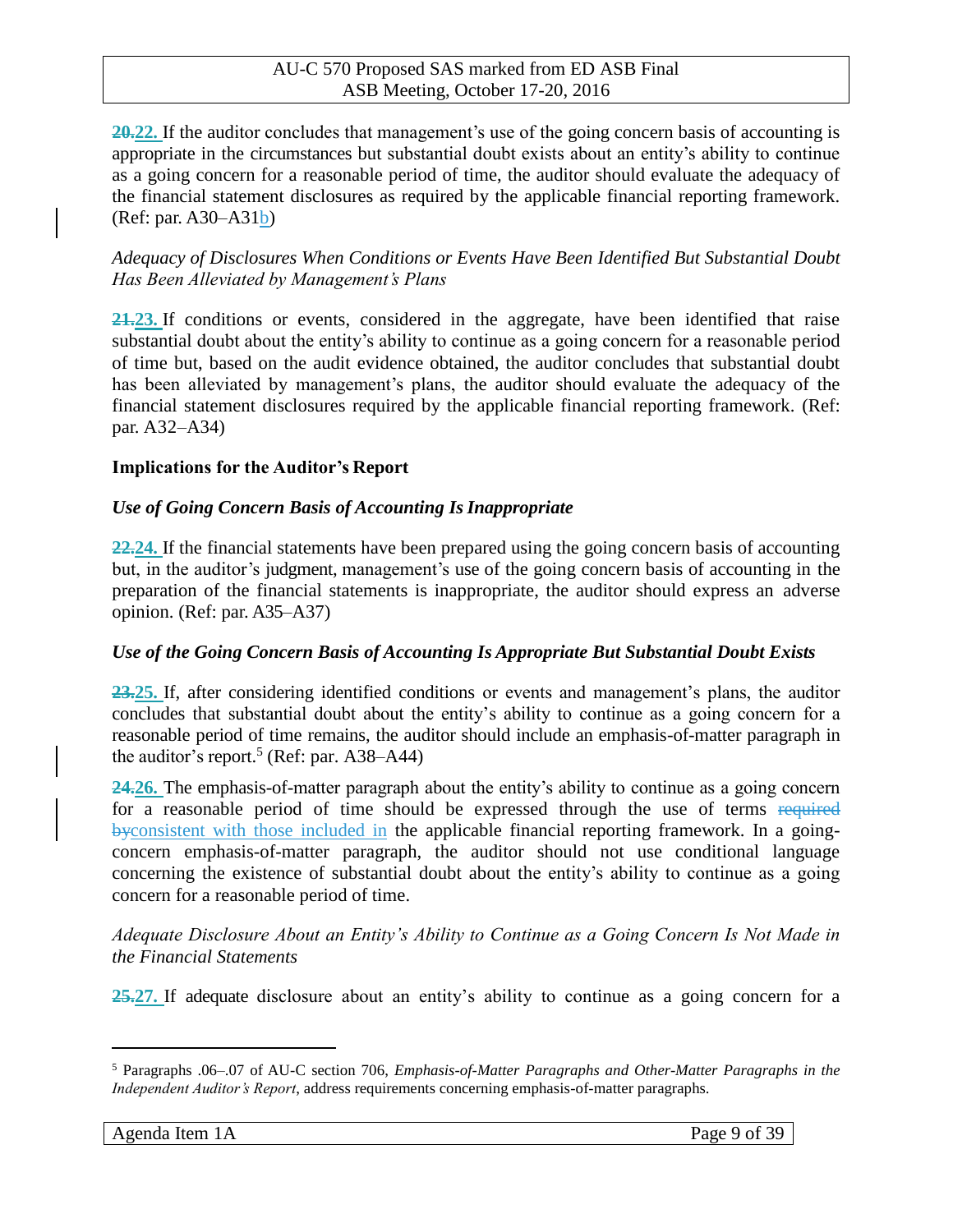**~~20.~~22.** If the auditor concludes that management's use of the going concern basis of accounting is appropriate in the circumstances but substantial doubt exists about an entity's ability to continue as a going concern for a reasonable period of time, the auditor should evaluate the adequacy of the financial statement disclosures as required by the applicable financial reporting framework. (Ref: par. A30–A31b)

*Adequacy of Disclosures When Conditions or Events Have Been Identified But Substantial Doubt Has Been Alleviated by Management's Plans*

**~~21.~~23.** If conditions or events, considered in the aggregate, have been identified that raise substantial doubt about the entity's ability to continue as a going concern for a reasonable period of time but, based on the audit evidence obtained, the auditor concludes that substantial doubt has been alleviated by management's plans, the auditor should evaluate the adequacy of the financial statement disclosures required by the applicable financial reporting framework. (Ref: par. A32–A34)

### Implications for the Auditor's Report

***Use of Going Concern Basis of Accounting Is Inappropriate***

**~~22.~~24.** If the financial statements have been prepared using the going concern basis of accounting but, in the auditor's judgment, management's use of the going concern basis of accounting in the preparation of the financial statements is inappropriate, the auditor should express an adverse opinion. (Ref: par. A35–A37)

***Use of the Going Concern Basis of Accounting Is Appropriate But Substantial Doubt Exists***

**~~23.~~25.** If, after considering identified conditions or events and management's plans, the auditor concludes that substantial doubt about the entity's ability to continue as a going concern for a reasonable period of time remains, the auditor should include an emphasis-of-matter paragraph in the auditor's report.[5] (Ref: par. A38–A44)

**~~24.~~26.** The emphasis-of-matter paragraph about the entity's ability to continue as a going concern for a reasonable period of time should be expressed through the use of terms ~~required by~~consistent with those included in the applicable financial reporting framework. In a going-concern emphasis-of-matter paragraph, the auditor should not use conditional language concerning the existence of substantial doubt about the entity's ability to continue as a going concern for a reasonable period of time.

*Adequate Disclosure About an Entity's Ability to Continue as a Going Concern Is Not Made in the Financial Statements*

**~~25.~~27.** If adequate disclosure about an entity's ability to continue as a going concern for a

---

[5] Paragraphs .06–.07 of AU-C section 706, *Emphasis-of-Matter Paragraphs and Other-Matter Paragraphs in the Independent Auditor's Report*, address requirements concerning emphasis-of-matter paragraphs.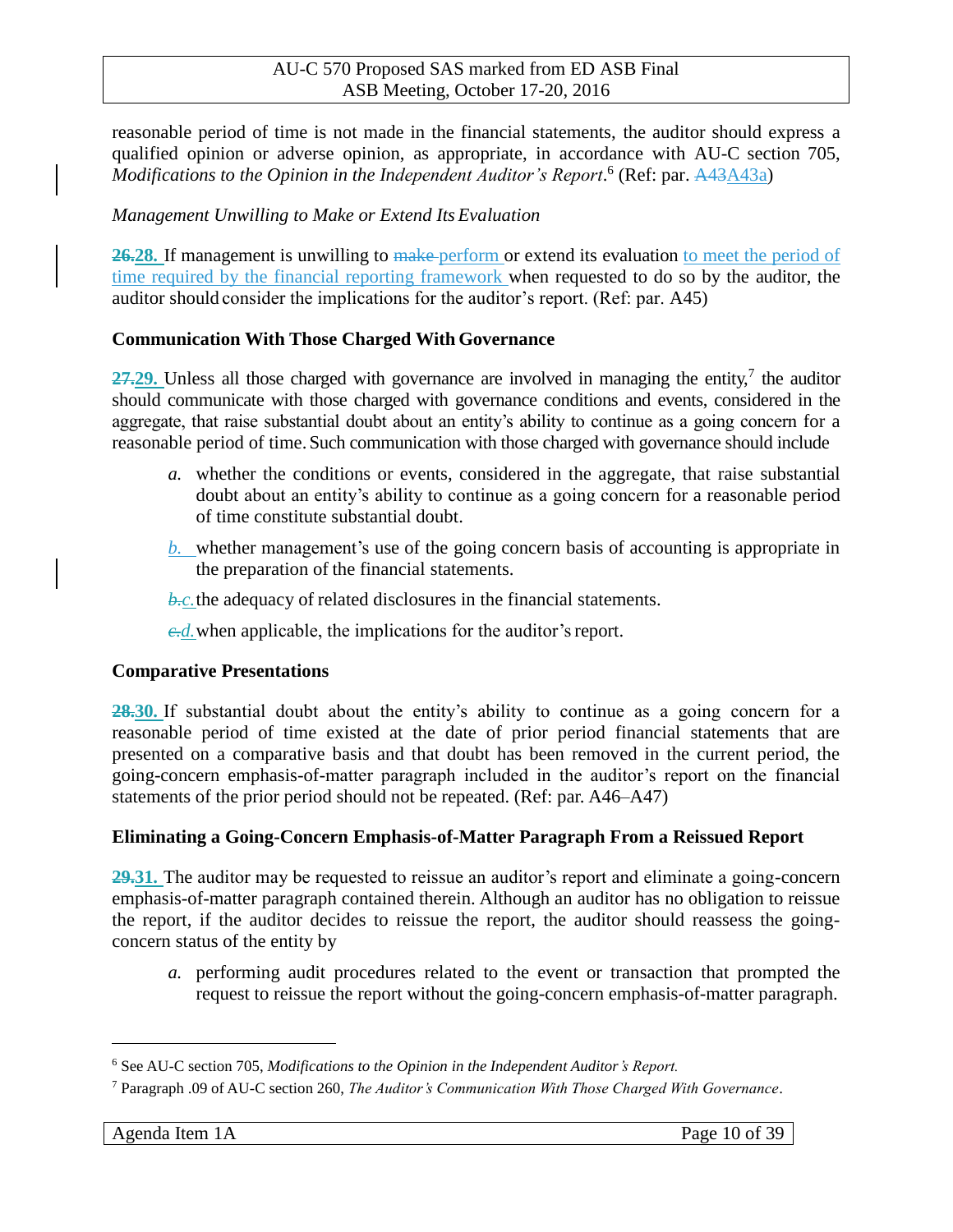reasonable period of time is not made in the financial statements, the auditor should express a qualified opinion or adverse opinion, as appropriate, in accordance with AU-C section 705, *Modifications to the Opinion in the Independent Auditor's Report*.[6] (Ref: par. ~~A43~~A43a)

*Management Unwilling to Make or Extend Its Evaluation*

~~26.~~**28.** If management is unwilling to ~~make~~ perform or extend its evaluation to meet the period of time required by the financial reporting framework when requested to do so by the auditor, the auditor should consider the implications for the auditor's report. (Ref: par. A45)

### Communication With Those Charged With Governance

~~27.~~**29.** Unless all those charged with governance are involved in managing the entity,[7] the auditor should communicate with those charged with governance conditions and events, considered in the aggregate, that raise substantial doubt about an entity's ability to continue as a going concern for a reasonable period of time. Such communication with those charged with governance should include

*a.* whether the conditions or events, considered in the aggregate, that raise substantial doubt about an entity's ability to continue as a going concern for a reasonable period of time constitute substantial doubt.

*b.* whether management's use of the going concern basis of accounting is appropriate in the preparation of the financial statements.

~~*b.*~~*c.* the adequacy of related disclosures in the financial statements.

~~*c.*~~*d.* when applicable, the implications for the auditor's report.

### Comparative Presentations

~~28.~~**30.** If substantial doubt about the entity's ability to continue as a going concern for a reasonable period of time existed at the date of prior period financial statements that are presented on a comparative basis and that doubt has been removed in the current period, the going-concern emphasis-of-matter paragraph included in the auditor's report on the financial statements of the prior period should not be repeated. (Ref: par. A46–A47)

### Eliminating a Going-Concern Emphasis-of-Matter Paragraph From a Reissued Report

~~29.~~**31.** The auditor may be requested to reissue an auditor's report and eliminate a going-concern emphasis-of-matter paragraph contained therein. Although an auditor has no obligation to reissue the report, if the auditor decides to reissue the report, the auditor should reassess the going-concern status of the entity by

*a.* performing audit procedures related to the event or transaction that prompted the request to reissue the report without the going-concern emphasis-of-matter paragraph.

---

[6] See AU-C section 705, *Modifications to the Opinion in the Independent Auditor's Report.*

[7] Paragraph .09 of AU-C section 260, *The Auditor's Communication With Those Charged With Governance*.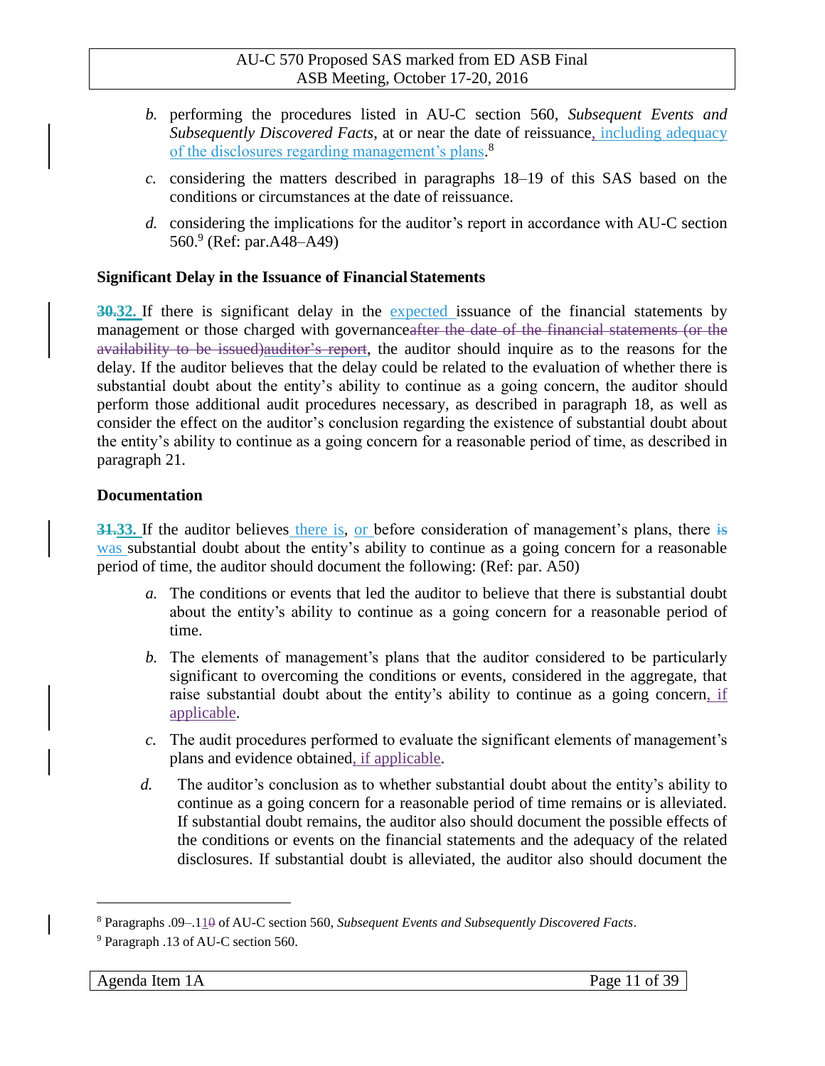*b.* performing the procedures listed in AU-C section 560, *Subsequent Events and Subsequently Discovered Facts*, at or near the date of reissuance, including adequacy of the disclosures regarding management's plans.[8]

*c.* considering the matters described in paragraphs 18–19 of this SAS based on the conditions or circumstances at the date of reissuance.

*d.* considering the implications for the auditor's report in accordance with AU-C section 560.[9] (Ref: par.A48–A49)

### Significant Delay in the Issuance of Financial Statements

~~**30.**~~**32.** If there is significant delay in the expected issuance of the financial statements by management or those charged with governance~~after the date of the financial statements (or the availability to be issued)~~~~auditor's report~~, the auditor should inquire as to the reasons for the delay. If the auditor believes that the delay could be related to the evaluation of whether there is substantial doubt about the entity's ability to continue as a going concern, the auditor should perform those additional audit procedures necessary, as described in paragraph 18, as well as consider the effect on the auditor's conclusion regarding the existence of substantial doubt about the entity's ability to continue as a going concern for a reasonable period of time, as described in paragraph 21.

### Documentation

~~**31.**~~**33.** If the auditor believes there is, or before consideration of management's plans, there ~~is~~ was substantial doubt about the entity's ability to continue as a going concern for a reasonable period of time, the auditor should document the following: (Ref: par. A50)

*a.* The conditions or events that led the auditor to believe that there is substantial doubt about the entity's ability to continue as a going concern for a reasonable period of time.

*b.* The elements of management's plans that the auditor considered to be particularly significant to overcoming the conditions or events, considered in the aggregate, that raise substantial doubt about the entity's ability to continue as a going concern, if applicable.

*c.* The audit procedures performed to evaluate the significant elements of management's plans and evidence obtained, if applicable.

*d.* The auditor's conclusion as to whether substantial doubt about the entity's ability to continue as a going concern for a reasonable period of time remains or is alleviated. If substantial doubt remains, the auditor also should document the possible effects of the conditions or events on the financial statements and the adequacy of the related disclosures. If substantial doubt is alleviated, the auditor also should document the

---

[8] Paragraphs .09–.1~~0~~1 of AU-C section 560, *Subsequent Events and Subsequently Discovered Facts*.

[9] Paragraph .13 of AU-C section 560.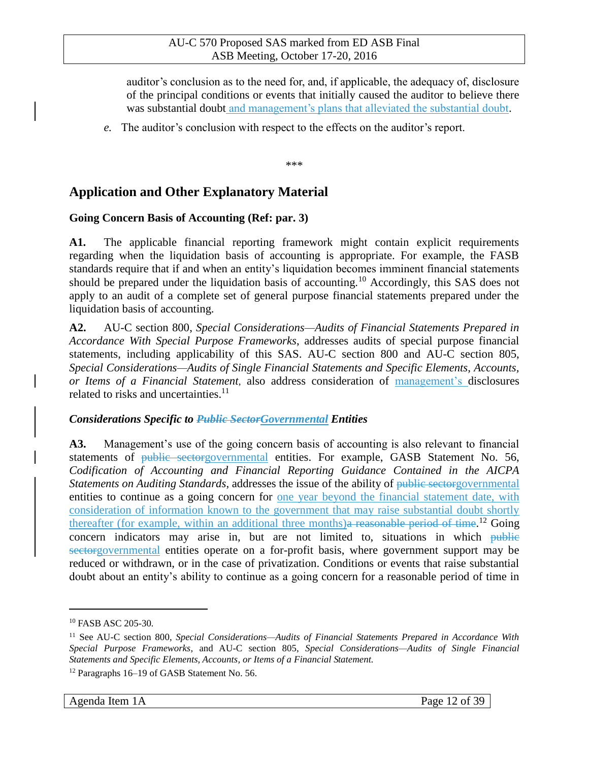auditor's conclusion as to the need for, and, if applicable, the adequacy of, disclosure of the principal conditions or events that initially caused the auditor to believe there was substantial doubt and management's plans that alleviated the substantial doubt.

*e.* The auditor's conclusion with respect to the effects on the auditor's report.

\*\*\*

## Application and Other Explanatory Material

### Going Concern Basis of Accounting (Ref: par. 3)

**A1.** The applicable financial reporting framework might contain explicit requirements regarding when the liquidation basis of accounting is appropriate. For example, the FASB standards require that if and when an entity's liquidation becomes imminent financial statements should be prepared under the liquidation basis of accounting.[10] Accordingly, this SAS does not apply to an audit of a complete set of general purpose financial statements prepared under the liquidation basis of accounting.

**A2.** AU-C section 800, *Special Considerations—Audits of Financial Statements Prepared in Accordance With Special Purpose Frameworks*, addresses audits of special purpose financial statements, including applicability of this SAS. AU-C section 800 and AU-C section 805, *Special Considerations—Audits of Single Financial Statements and Specific Elements, Accounts, or Items of a Financial Statement,* also address consideration of management's disclosures related to risks and uncertainties.[11]

#### *Considerations Specific to ~~Public Sector~~Governmental Entities*

**A3.** Management's use of the going concern basis of accounting is also relevant to financial statements of ~~public sector~~governmental entities. For example, GASB Statement No. 56, *Codification of Accounting and Financial Reporting Guidance Contained in the AICPA Statements on Auditing Standards*, addresses the issue of the ability of ~~public sector~~governmental entities to continue as a going concern for one year beyond the financial statement date, with consideration of information known to the government that may raise substantial doubt shortly thereafter (for example, within an additional three months)~~a reasonable period of time~~.[12] Going concern indicators may arise in, but are not limited to, situations in which ~~public sector~~governmental entities operate on a for-profit basis, where government support may be reduced or withdrawn, or in the case of privatization. Conditions or events that raise substantial doubt about an entity's ability to continue as a going concern for a reasonable period of time in

---

[10] FASB ASC 205-30.

[11] See AU-C section 800, *Special Considerations—Audits of Financial Statements Prepared in Accordance With Special Purpose Frameworks*, and AU-C section 805, *Special Considerations—Audits of Single Financial Statements and Specific Elements, Accounts, or Items of a Financial Statement.*

[12] Paragraphs 16–19 of GASB Statement No. 56.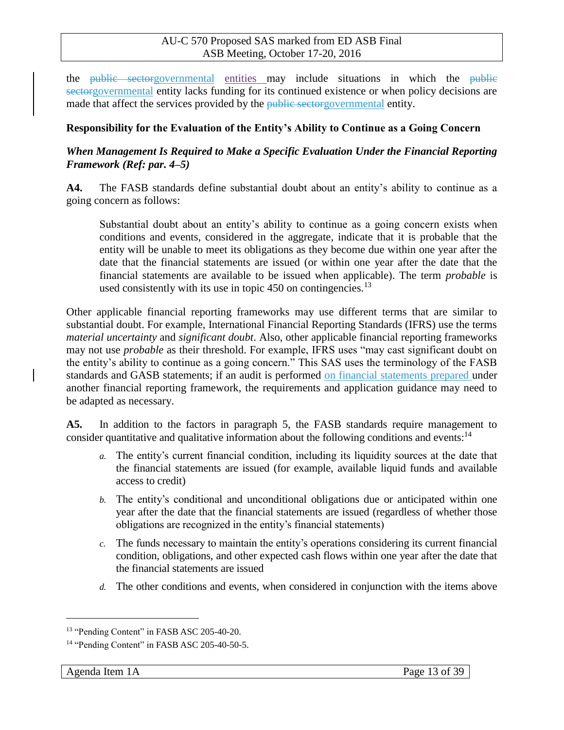the ~~public sector~~governmental entities may include situations in which the ~~public sector~~governmental entity lacks funding for its continued existence or when policy decisions are made that affect the services provided by the ~~public sector~~governmental entity.

### Responsibility for the Evaluation of the Entity's Ability to Continue as a Going Concern

#### *When Management Is Required to Make a Specific Evaluation Under the Financial Reporting Framework (Ref: par. 4–5)*

**A4.** The FASB standards define substantial doubt about an entity's ability to continue as a going concern as follows:

> Substantial doubt about an entity's ability to continue as a going concern exists when conditions and events, considered in the aggregate, indicate that it is probable that the entity will be unable to meet its obligations as they become due within one year after the date that the financial statements are issued (or within one year after the date that the financial statements are available to be issued when applicable). The term *probable* is used consistently with its use in topic 450 on contingencies.[13]

Other applicable financial reporting frameworks may use different terms that are similar to substantial doubt. For example, International Financial Reporting Standards (IFRS) use the terms *material uncertainty* and *significant doubt*. Also, other applicable financial reporting frameworks may not use *probable* as their threshold. For example, IFRS uses "may cast significant doubt on the entity's ability to continue as a going concern." This SAS uses the terminology of the FASB standards and GASB statements; if an audit is performed on financial statements prepared under another financial reporting framework, the requirements and application guidance may need to be adapted as necessary.

**A5.** In addition to the factors in paragraph 5, the FASB standards require management to consider quantitative and qualitative information about the following conditions and events:[14]

*a.* The entity's current financial condition, including its liquidity sources at the date that the financial statements are issued (for example, available liquid funds and available access to credit)

*b.* The entity's conditional and unconditional obligations due or anticipated within one year after the date that the financial statements are issued (regardless of whether those obligations are recognized in the entity's financial statements)

*c.* The funds necessary to maintain the entity's operations considering its current financial condition, obligations, and other expected cash flows within one year after the date that the financial statements are issued

*d.* The other conditions and events, when considered in conjunction with the items above

---

[13] "Pending Content" in FASB ASC 205-40-20.

[14] "Pending Content" in FASB ASC 205-40-50-5.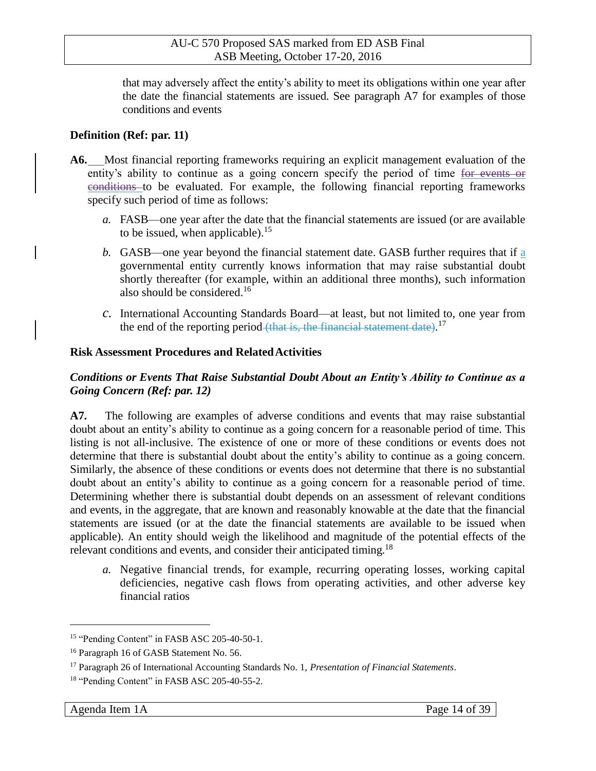that may adversely affect the entity's ability to meet its obligations within one year after the date the financial statements are issued. See paragraph A7 for examples of those conditions and events

**Definition (Ref: par. 11)**

**A6.** Most financial reporting frameworks requiring an explicit management evaluation of the entity's ability to continue as a going concern specify the period of time ~~for events or conditions~~ to be evaluated. For example, the following financial reporting frameworks specify such period of time as follows:

*a.* FASB—one year after the date that the financial statements are issued (or are available to be issued, when applicable).[15]

*b.* GASB—one year beyond the financial statement date. GASB further requires that if a governmental entity currently knows information that may raise substantial doubt shortly thereafter (for example, within an additional three months), such information also should be considered.[16]

*c.* International Accounting Standards Board—at least, but not limited to, one year from the end of the reporting period ~~(that is, the financial statement date)~~.[17]

**Risk Assessment Procedures and Related Activities**

***Conditions or Events That Raise Substantial Doubt About an Entity's Ability to Continue as a Going Concern (Ref: par. 12)***

**A7.** The following are examples of adverse conditions and events that may raise substantial doubt about an entity's ability to continue as a going concern for a reasonable period of time. This listing is not all-inclusive. The existence of one or more of these conditions or events does not determine that there is substantial doubt about the entity's ability to continue as a going concern. Similarly, the absence of these conditions or events does not determine that there is no substantial doubt about an entity's ability to continue as a going concern for a reasonable period of time. Determining whether there is substantial doubt depends on an assessment of relevant conditions and events, in the aggregate, that are known and reasonably knowable at the date that the financial statements are issued (or at the date the financial statements are available to be issued when applicable). An entity should weigh the likelihood and magnitude of the potential effects of the relevant conditions and events, and consider their anticipated timing.[18]

*a.* Negative financial trends, for example, recurring operating losses, working capital deficiencies, negative cash flows from operating activities, and other adverse key financial ratios

---

[15] "Pending Content" in FASB ASC 205-40-50-1.

[16] Paragraph 16 of GASB Statement No. 56.

[17] Paragraph 26 of International Accounting Standards No. 1, *Presentation of Financial Statements*.

[18] "Pending Content" in FASB ASC 205-40-55-2.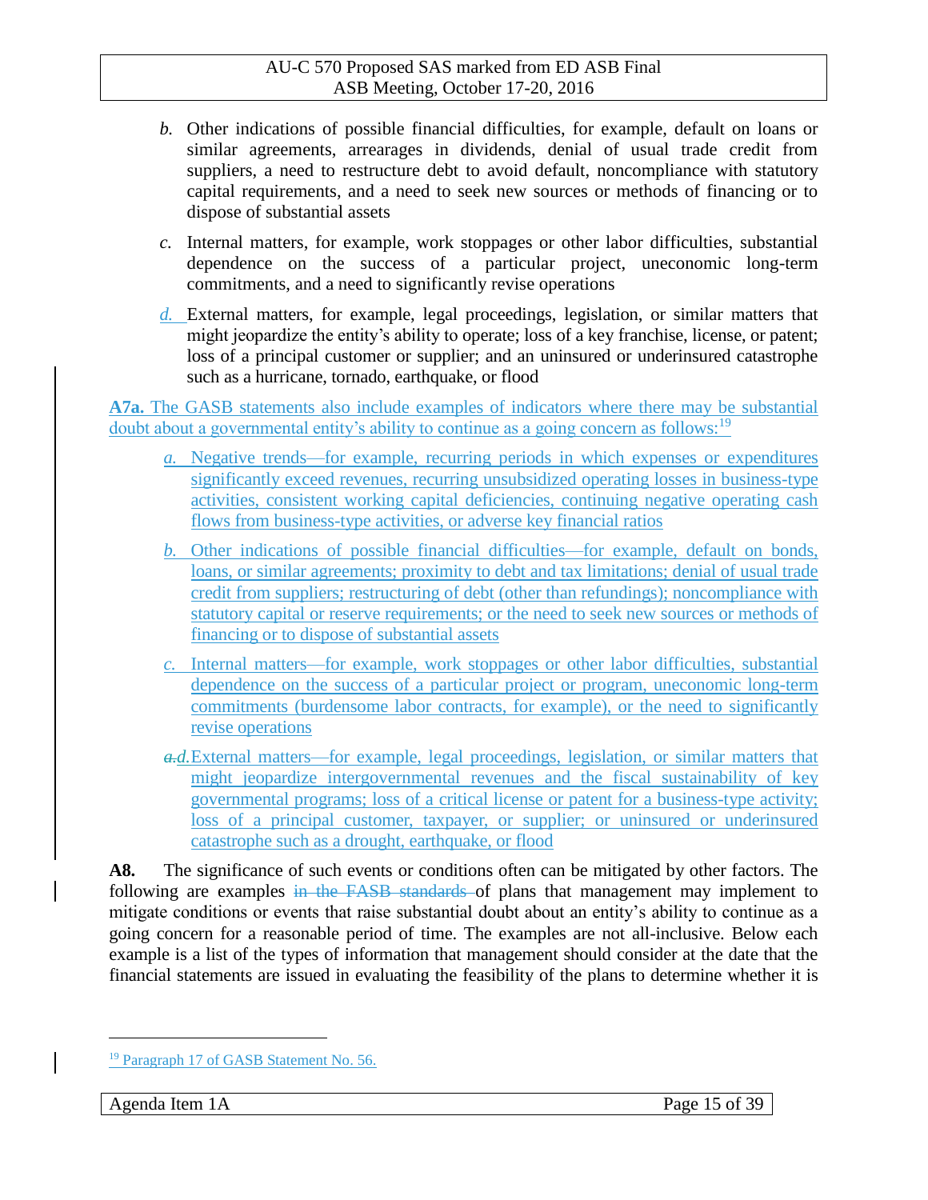*b.* Other indications of possible financial difficulties, for example, default on loans or similar agreements, arrearages in dividends, denial of usual trade credit from suppliers, a need to restructure debt to avoid default, noncompliance with statutory capital requirements, and a need to seek new sources or methods of financing or to dispose of substantial assets

*c.* Internal matters, for example, work stoppages or other labor difficulties, substantial dependence on the success of a particular project, uneconomic long-term commitments, and a need to significantly revise operations

*d.* External matters, for example, legal proceedings, legislation, or similar matters that might jeopardize the entity's ability to operate; loss of a key franchise, license, or patent; loss of a principal customer or supplier; and an uninsured or underinsured catastrophe such as a hurricane, tornado, earthquake, or flood

**A7a.** The GASB statements also include examples of indicators where there may be substantial doubt about a governmental entity's ability to continue as a going concern as follows:[19]

*a.* Negative trends—for example, recurring periods in which expenses or expenditures significantly exceed revenues, recurring unsubsidized operating losses in business-type activities, consistent working capital deficiencies, continuing negative operating cash flows from business-type activities, or adverse key financial ratios

*b.* Other indications of possible financial difficulties—for example, default on bonds, loans, or similar agreements; proximity to debt and tax limitations; denial of usual trade credit from suppliers; restructuring of debt (other than refundings); noncompliance with statutory capital or reserve requirements; or the need to seek new sources or methods of financing or to dispose of substantial assets

*c.* Internal matters—for example, work stoppages or other labor difficulties, substantial dependence on the success of a particular project or program, uneconomic long-term commitments (burdensome labor contracts, for example), or the need to significantly revise operations

~~*a.*~~*d.* External matters—for example, legal proceedings, legislation, or similar matters that might jeopardize intergovernmental revenues and the fiscal sustainability of key governmental programs; loss of a critical license or patent for a business-type activity; loss of a principal customer, taxpayer, or supplier; or uninsured or underinsured catastrophe such as a drought, earthquake, or flood

**A8.** The significance of such events or conditions often can be mitigated by other factors. The following are examples ~~in the FASB standards~~ of plans that management may implement to mitigate conditions or events that raise substantial doubt about an entity's ability to continue as a going concern for a reasonable period of time. The examples are not all-inclusive. Below each example is a list of the types of information that management should consider at the date that the financial statements are issued in evaluating the feasibility of the plans to determine whether it is

---

[19] Paragraph 17 of GASB Statement No. 56.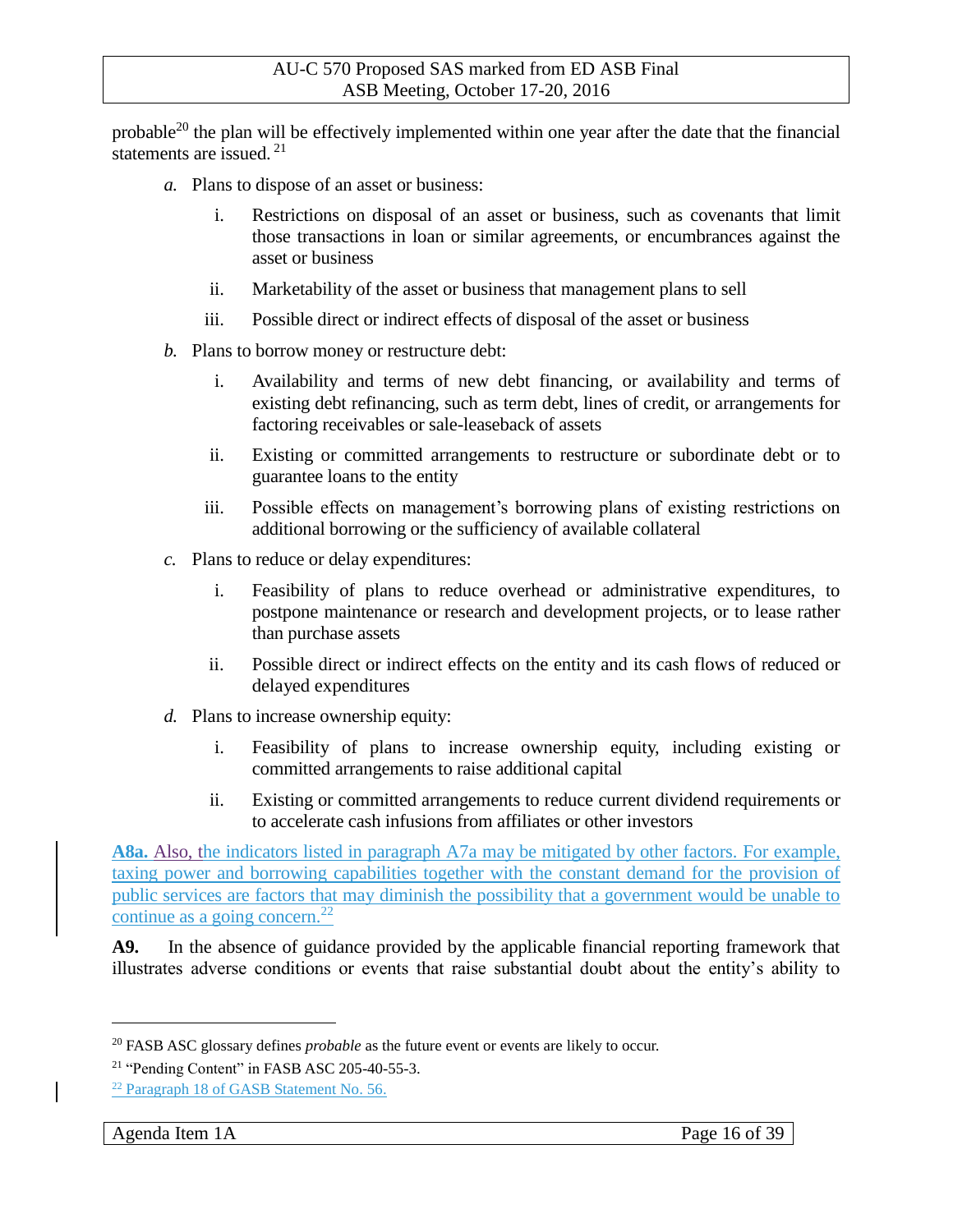probable[20] the plan will be effectively implemented within one year after the date that the financial statements are issued.[21]

*a.* Plans to dispose of an asset or business:

  i. Restrictions on disposal of an asset or business, such as covenants that limit those transactions in loan or similar agreements, or encumbrances against the asset or business

  ii. Marketability of the asset or business that management plans to sell

  iii. Possible direct or indirect effects of disposal of the asset or business

*b.* Plans to borrow money or restructure debt:

  i. Availability and terms of new debt financing, or availability and terms of existing debt refinancing, such as term debt, lines of credit, or arrangements for factoring receivables or sale-leaseback of assets

  ii. Existing or committed arrangements to restructure or subordinate debt or to guarantee loans to the entity

  iii. Possible effects on management's borrowing plans of existing restrictions on additional borrowing or the sufficiency of available collateral

*c.* Plans to reduce or delay expenditures:

  i. Feasibility of plans to reduce overhead or administrative expenditures, to postpone maintenance or research and development projects, or to lease rather than purchase assets

  ii. Possible direct or indirect effects on the entity and its cash flows of reduced or delayed expenditures

*d.* Plans to increase ownership equity:

  i. Feasibility of plans to increase ownership equity, including existing or committed arrangements to raise additional capital

  ii. Existing or committed arrangements to reduce current dividend requirements or to accelerate cash infusions from affiliates or other investors

**A8a.** Also, the indicators listed in paragraph A7a may be mitigated by other factors. For example, taxing power and borrowing capabilities together with the constant demand for the provision of public services are factors that may diminish the possibility that a government would be unable to continue as a going concern.[22]

**A9.** In the absence of guidance provided by the applicable financial reporting framework that illustrates adverse conditions or events that raise substantial doubt about the entity's ability to

---

[20] FASB ASC glossary defines *probable* as the future event or events are likely to occur.

[21] "Pending Content" in FASB ASC 205-40-55-3.

[22] Paragraph 18 of GASB Statement No. 56.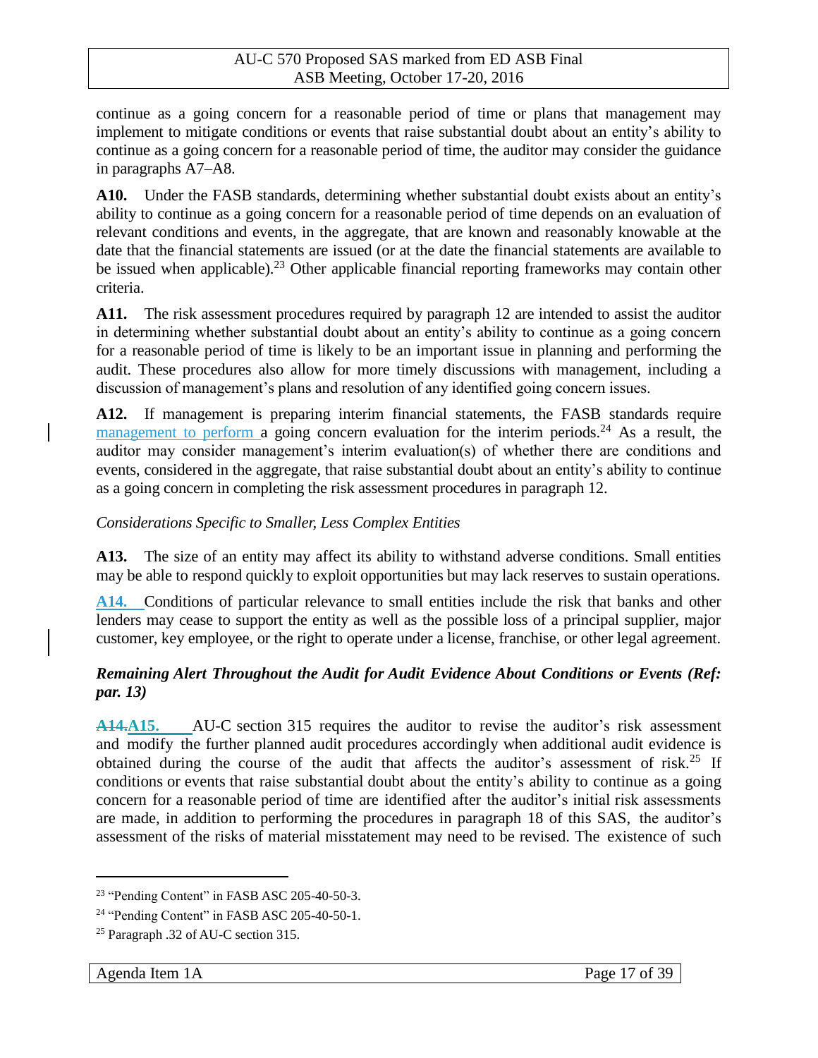continue as a going concern for a reasonable period of time or plans that management may implement to mitigate conditions or events that raise substantial doubt about an entity's ability to continue as a going concern for a reasonable period of time, the auditor may consider the guidance in paragraphs A7–A8.

**A10.** Under the FASB standards, determining whether substantial doubt exists about an entity's ability to continue as a going concern for a reasonable period of time depends on an evaluation of relevant conditions and events, in the aggregate, that are known and reasonably knowable at the date that the financial statements are issued (or at the date the financial statements are available to be issued when applicable).[23] Other applicable financial reporting frameworks may contain other criteria.

**A11.** The risk assessment procedures required by paragraph 12 are intended to assist the auditor in determining whether substantial doubt about an entity's ability to continue as a going concern for a reasonable period of time is likely to be an important issue in planning and performing the audit. These procedures also allow for more timely discussions with management, including a discussion of management's plans and resolution of any identified going concern issues.

**A12.** If management is preparing interim financial statements, the FASB standards require management to perform a going concern evaluation for the interim periods.[24] As a result, the auditor may consider management's interim evaluation(s) of whether there are conditions and events, considered in the aggregate, that raise substantial doubt about an entity's ability to continue as a going concern in completing the risk assessment procedures in paragraph 12.

*Considerations Specific to Smaller, Less Complex Entities*

**A13.** The size of an entity may affect its ability to withstand adverse conditions. Small entities may be able to respond quickly to exploit opportunities but may lack reserves to sustain operations.

**A14.** Conditions of particular relevance to small entities include the risk that banks and other lenders may cease to support the entity as well as the possible loss of a principal supplier, major customer, key employee, or the right to operate under a license, franchise, or other legal agreement.

***Remaining Alert Throughout the Audit for Audit Evidence About Conditions or Events (Ref: par. 13)***

~~**A14.**~~**A15.** AU-C section 315 requires the auditor to revise the auditor's risk assessment and modify the further planned audit procedures accordingly when additional audit evidence is obtained during the course of the audit that affects the auditor's assessment of risk.[25] If conditions or events that raise substantial doubt about the entity's ability to continue as a going concern for a reasonable period of time are identified after the auditor's initial risk assessments are made, in addition to performing the procedures in paragraph 18 of this SAS, the auditor's assessment of the risks of material misstatement may need to be revised. The existence of such

---

[23] "Pending Content" in FASB ASC 205-40-50-3.

[24] "Pending Content" in FASB ASC 205-40-50-1.

[25] Paragraph .32 of AU-C section 315.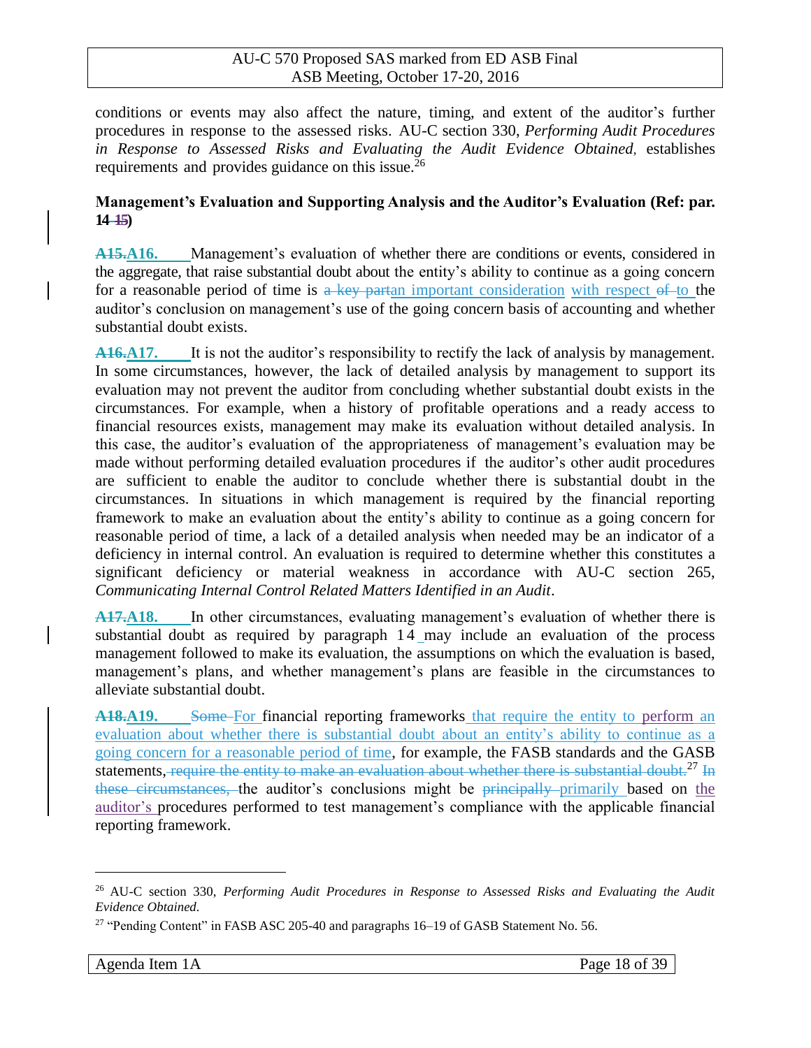conditions or events may also affect the nature, timing, and extent of the auditor's further procedures in response to the assessed risks. AU-C section 330, *Performing Audit Procedures in Response to Assessed Risks and Evaluating the Audit Evidence Obtained,* establishes requirements and provides guidance on this issue.[26]

**Management's Evaluation and Supporting Analysis and the Auditor's Evaluation (Ref: par. 14 ~~15~~)**

~~A15.~~**A16.** Management's evaluation of whether there are conditions or events, considered in the aggregate, that raise substantial doubt about the entity's ability to continue as a going concern for a reasonable period of time is ~~a key part~~an important consideration with respect ~~of~~ to the auditor's conclusion on management's use of the going concern basis of accounting and whether substantial doubt exists.

~~A16.~~**A17.** It is not the auditor's responsibility to rectify the lack of analysis by management. In some circumstances, however, the lack of detailed analysis by management to support its evaluation may not prevent the auditor from concluding whether substantial doubt exists in the circumstances. For example, when a history of profitable operations and a ready access to financial resources exists, management may make its evaluation without detailed analysis. In this case, the auditor's evaluation of the appropriateness of management's evaluation may be made without performing detailed evaluation procedures if the auditor's other audit procedures are sufficient to enable the auditor to conclude whether there is substantial doubt in the circumstances. In situations in which management is required by the financial reporting framework to make an evaluation about the entity's ability to continue as a going concern for reasonable period of time, a lack of a detailed analysis when needed may be an indicator of a deficiency in internal control. An evaluation is required to determine whether this constitutes a significant deficiency or material weakness in accordance with AU-C section 265, *Communicating Internal Control Related Matters Identified in an Audit*.

~~A17.~~**A18.** In other circumstances, evaluating management's evaluation of whether there is substantial doubt as required by paragraph 14 may include an evaluation of the process management followed to make its evaluation, the assumptions on which the evaluation is based, management's plans, and whether management's plans are feasible in the circumstances to alleviate substantial doubt.

~~A18.~~**A19.** ~~Some~~ For financial reporting frameworks that require the entity to perform an evaluation about whether there is substantial doubt about an entity's ability to continue as a going concern for a reasonable period of time, for example, the FASB standards and the GASB statements, ~~require the entity to make an evaluation about whether there is substantial doubt.~~[27] ~~In these circumstances,~~ the auditor's conclusions might be ~~principally~~ primarily based on the auditor's procedures performed to test management's compliance with the applicable financial reporting framework.

---

[26] AU-C section 330, *Performing Audit Procedures in Response to Assessed Risks and Evaluating the Audit Evidence Obtained.*

[27] "Pending Content" in FASB ASC 205-40 and paragraphs 16–19 of GASB Statement No. 56.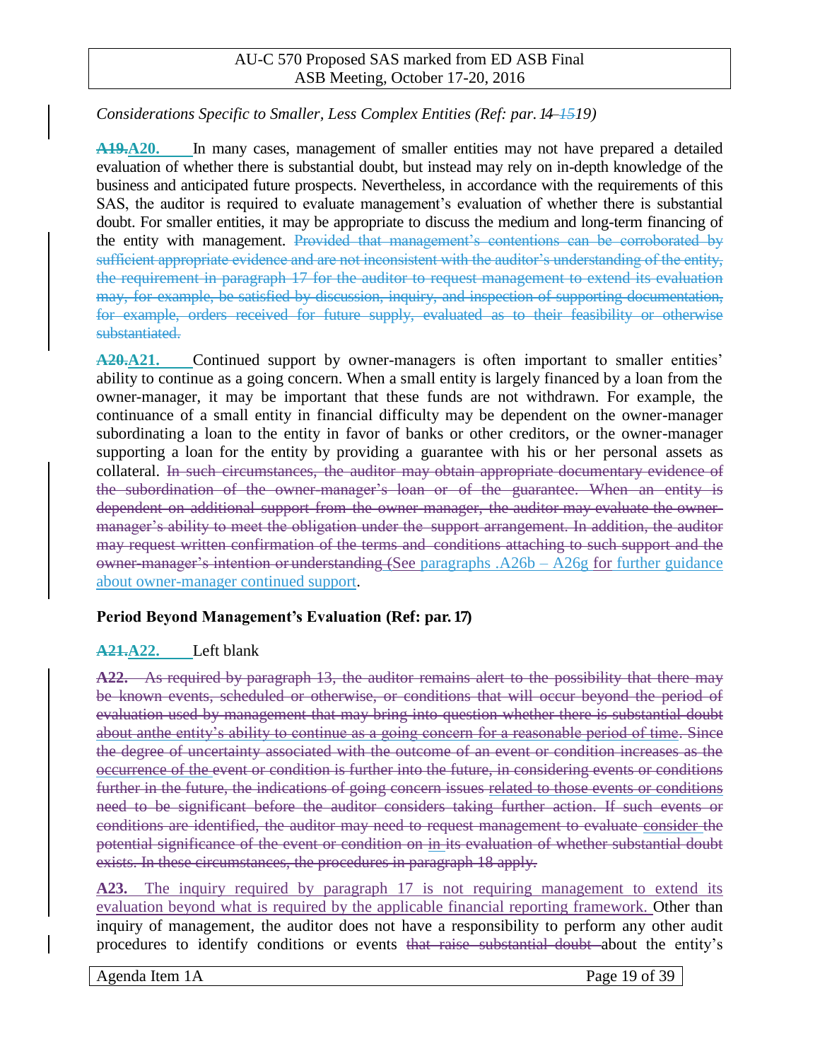*Considerations Specific to Smaller, Less Complex Entities (Ref: par. 14–1519)*

**A19.A20.** In many cases, management of smaller entities may not have prepared a detailed evaluation of whether there is substantial doubt, but instead may rely on in-depth knowledge of the business and anticipated future prospects. Nevertheless, in accordance with the requirements of this SAS, the auditor is required to evaluate management's evaluation of whether there is substantial doubt. For smaller entities, it may be appropriate to discuss the medium and long-term financing of the entity with management. ~~Provided that management's contentions can be corroborated by sufficient appropriate evidence and are not inconsistent with the auditor's understanding of the entity, the requirement in paragraph 17 for the auditor to request management to extend its evaluation may, for example, be satisfied by discussion, inquiry, and inspection of supporting documentation, for example, orders received for future supply, evaluated as to their feasibility or otherwise substantiated.~~

**A20.A21.** Continued support by owner-managers is often important to smaller entities' ability to continue as a going concern. When a small entity is largely financed by a loan from the owner-manager, it may be important that these funds are not withdrawn. For example, the continuance of a small entity in financial difficulty may be dependent on the owner-manager subordinating a loan to the entity in favor of banks or other creditors, or the owner-manager supporting a loan for the entity by providing a guarantee with his or her personal assets as collateral. ~~In such circumstances, the auditor may obtain appropriate documentary evidence of the subordination of the owner-manager's loan or of the guarantee. When an entity is dependent on additional support from the owner-manager, the auditor may evaluate the owner-manager's ability to meet the obligation under the support arrangement. In addition, the auditor may request written confirmation of the terms and conditions attaching to such support and the owner-manager's intention or understanding (~~See paragraphs .A26b – A26g for further guidance about owner-manager continued support.

### Period Beyond Management's Evaluation (Ref: par. 17)

**A21.A22.** Left blank

~~**A22.** As required by paragraph 13, the auditor remains alert to the possibility that there may be known events, scheduled or otherwise, or conditions that will occur beyond the period of evaluation used by management that may bring into question whether there is substantial doubt about anthe entity's ability to continue as a going concern for a reasonable period of time. Since the degree of uncertainty associated with the outcome of an event or condition increases as the occurrence of the event or condition is further into the future, in considering events or conditions further in the future, the indications of going concern issues related to those events or conditions need to be significant before the auditor considers taking further action. If such events or conditions are identified, the auditor may need to request management to evaluate consider the potential significance of the event or condition on in its evaluation of whether substantial doubt exists. In these circumstances, the procedures in paragraph 18 apply.~~

**A23.** The inquiry required by paragraph 17 is not requiring management to extend its evaluation beyond what is required by the applicable financial reporting framework. Other than inquiry of management, the auditor does not have a responsibility to perform any other audit procedures to identify conditions or events ~~that raise substantial doubt~~ about the entity's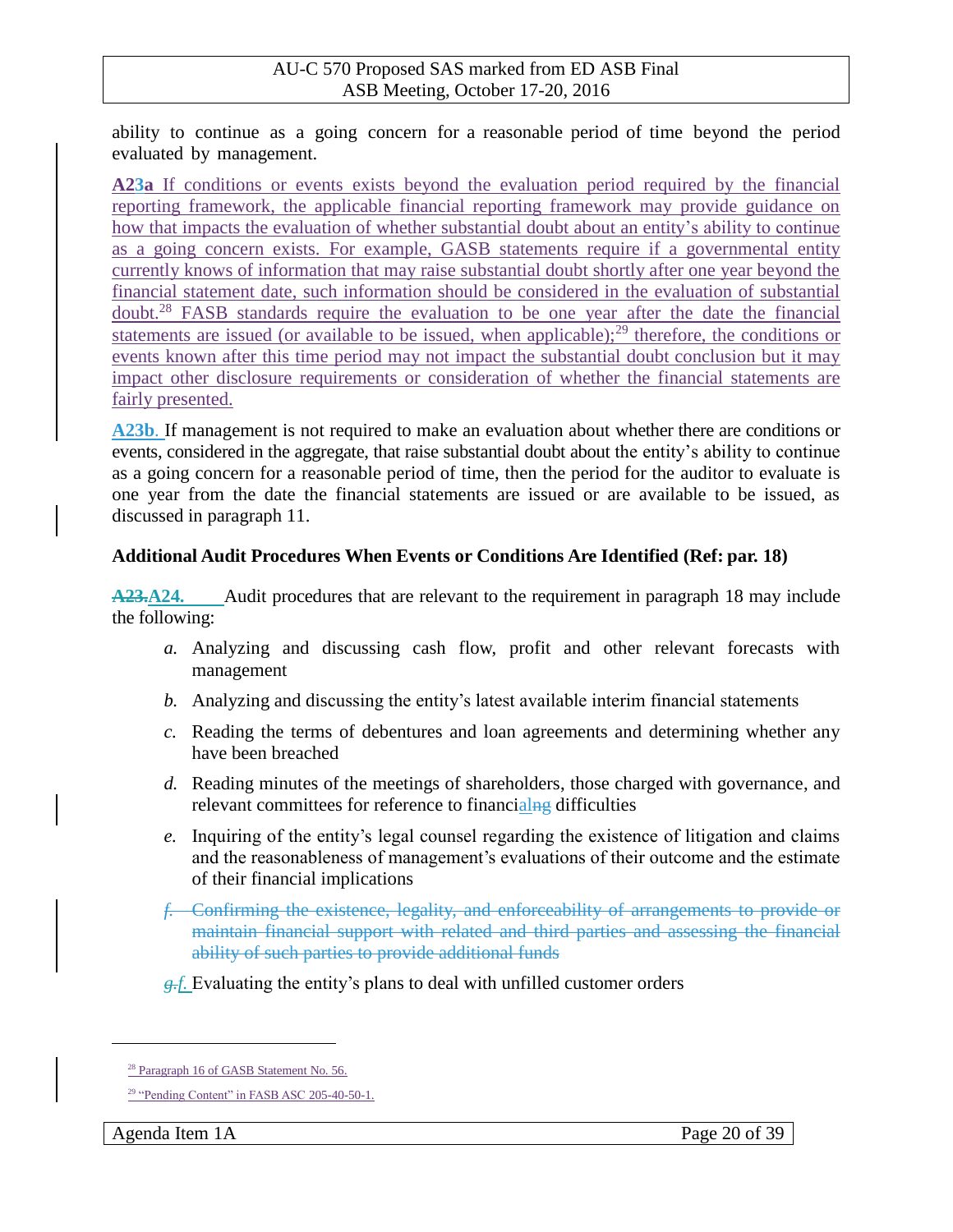ability to continue as a going concern for a reasonable period of time beyond the period evaluated by management.

**A23a** If conditions or events exists beyond the evaluation period required by the financial reporting framework, the applicable financial reporting framework may provide guidance on how that impacts the evaluation of whether substantial doubt about an entity's ability to continue as a going concern exists. For example, GASB statements require if a governmental entity currently knows of information that may raise substantial doubt shortly after one year beyond the financial statement date, such information should be considered in the evaluation of substantial doubt.[28] FASB standards require the evaluation to be one year after the date the financial statements are issued (or available to be issued, when applicable);[29] therefore, the conditions or events known after this time period may not impact the substantial doubt conclusion but it may impact other disclosure requirements or consideration of whether the financial statements are fairly presented.

**A23b.** If management is not required to make an evaluation about whether there are conditions or events, considered in the aggregate, that raise substantial doubt about the entity's ability to continue as a going concern for a reasonable period of time, then the period for the auditor to evaluate is one year from the date the financial statements are issued or are available to be issued, as discussed in paragraph 11.

### Additional Audit Procedures When Events or Conditions Are Identified (Ref: par. 18)

~~**A23.**~~**A24.** Audit procedures that are relevant to the requirement in paragraph 18 may include the following:

- *a.* Analyzing and discussing cash flow, profit and other relevant forecasts with management
- *b.* Analyzing and discussing the entity's latest available interim financial statements
- *c.* Reading the terms of debentures and loan agreements and determining whether any have been breached
- *d.* Reading minutes of the meetings of shareholders, those charged with governance, and relevant committees for reference to financial~~ng~~ difficulties
- *e.* Inquiring of the entity's legal counsel regarding the existence of litigation and claims and the reasonableness of management's evaluations of their outcome and the estimate of their financial implications
- ~~*f.* Confirming the existence, legality, and enforceability of arrangements to provide or maintain financial support with related and third parties and assessing the financial ability of such parties to provide additional funds~~
- ~~*g.*~~*f.* Evaluating the entity's plans to deal with unfilled customer orders

[28] Paragraph 16 of GASB Statement No. 56.

[29] "Pending Content" in FASB ASC 205-40-50-1.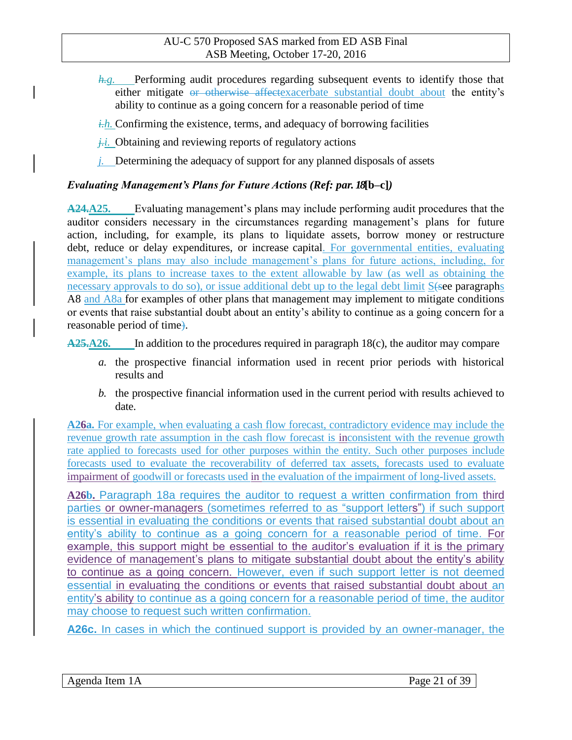*h.g.* Performing audit procedures regarding subsequent events to identify those that either mitigate ~~or otherwise affect~~exacerbate substantial doubt about the entity's ability to continue as a going concern for a reasonable period of time

*i.h.* Confirming the existence, terms, and adequacy of borrowing facilities

*j.i.* Obtaining and reviewing reports of regulatory actions

*j.* Determining the adequacy of support for any planned disposals of assets

### *Evaluating Management's Plans for Future Actions (Ref: par. 18[b–c])*

**~~A24.~~A25.** Evaluating management's plans may include performing audit procedures that the auditor considers necessary in the circumstances regarding management's plans for future action, including, for example, its plans to liquidate assets, borrow money or restructure debt, reduce or delay expenditures, or increase capital. For governmental entities, evaluating management's plans may also include management's plans for future actions, including, for example, its plans to increase taxes to the extent allowable by law (as well as obtaining the necessary approvals to do so), or issue additional debt up to the legal debt limit S(see paragraphs A8 and A8a for examples of other plans that management may implement to mitigate conditions or events that raise substantial doubt about an entity's ability to continue as a going concern for a reasonable period of time~~)~~.

**~~A25.~~A26.** In addition to the procedures required in paragraph 18(c), the auditor may compare

*a.* the prospective financial information used in recent prior periods with historical results and

*b.* the prospective financial information used in the current period with results achieved to date.

**A26a.** For example, when evaluating a cash flow forecast, contradictory evidence may include the revenue growth rate assumption in the cash flow forecast is inconsistent with the revenue growth rate applied to forecasts used for other purposes within the entity. Such other purposes include forecasts used to evaluate the recoverability of deferred tax assets, forecasts used to evaluate impairment of goodwill or forecasts used in the evaluation of the impairment of long-lived assets.

**A26b.** Paragraph 18a requires the auditor to request a written confirmation from third parties or owner-managers (sometimes referred to as "support letters") if such support is essential in evaluating the conditions or events that raised substantial doubt about an entity's ability to continue as a going concern for a reasonable period of time. For example, this support might be essential to the auditor's evaluation if it is the primary evidence of management's plans to mitigate substantial doubt about the entity's ability to continue as a going concern. However, even if such support letter is not deemed essential in evaluating the conditions or events that raised substantial doubt about an entity's ability to continue as a going concern for a reasonable period of time, the auditor may choose to request such written confirmation.

**A26c.** In cases in which the continued support is provided by an owner-manager, the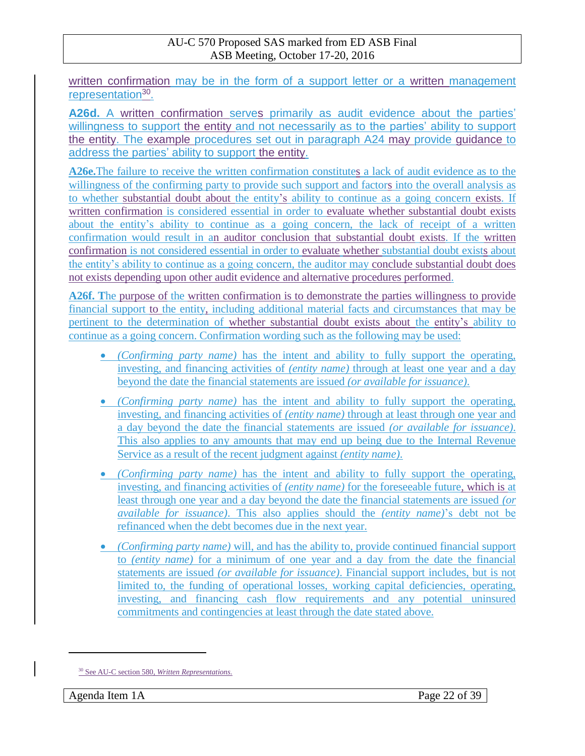written confirmation may be in the form of a support letter or a written management representation[30].

**A26d.** A written confirmation serves primarily as audit evidence about the parties' willingness to support the entity and not necessarily as to the parties' ability to support the entity. The example procedures set out in paragraph A24 may provide guidance to address the parties' ability to support the entity.

**A26e.** The failure to receive the written confirmation constitutes a lack of audit evidence as to the willingness of the confirming party to provide such support and factors into the overall analysis as to whether substantial doubt about the entity's ability to continue as a going concern exists. If written confirmation is considered essential in order to evaluate whether substantial doubt exists about the entity's ability to continue as a going concern, the lack of receipt of a written confirmation would result in an auditor conclusion that substantial doubt exists. If the written confirmation is not considered essential in order to evaluate whether substantial doubt exists about the entity's ability to continue as a going concern, the auditor may conclude substantial doubt does not exists depending upon other audit evidence and alternative procedures performed.

**A26f.** The purpose of the written confirmation is to demonstrate the parties willingness to provide financial support to the entity, including additional material facts and circumstances that may be pertinent to the determination of whether substantial doubt exists about the entity's ability to continue as a going concern. Confirmation wording such as the following may be used:

- *(Confirming party name)* has the intent and ability to fully support the operating, investing, and financing activities of *(entity name)* through at least one year and a day beyond the date the financial statements are issued *(or available for issuance).*
- *(Confirming party name)* has the intent and ability to fully support the operating, investing, and financing activities of *(entity name)* through at least through one year and a day beyond the date the financial statements are issued *(or available for issuance).* This also applies to any amounts that may end up being due to the Internal Revenue Service as a result of the recent judgment against *(entity name).*
- *(Confirming party name)* has the intent and ability to fully support the operating, investing, and financing activities of *(entity name)* for the foreseeable future, which is at least through one year and a day beyond the date the financial statements are issued *(or available for issuance).* This also applies should the *(entity name)*'s debt not be refinanced when the debt becomes due in the next year.
- *(Confirming party name)* will, and has the ability to, provide continued financial support to *(entity name)* for a minimum of one year and a day from the date the financial statements are issued *(or available for issuance).* Financial support includes, but is not limited to, the funding of operational losses, working capital deficiencies, operating, investing, and financing cash flow requirements and any potential uninsured commitments and contingencies at least through the date stated above.

[30] See AU-C section 580, *Written Representations.*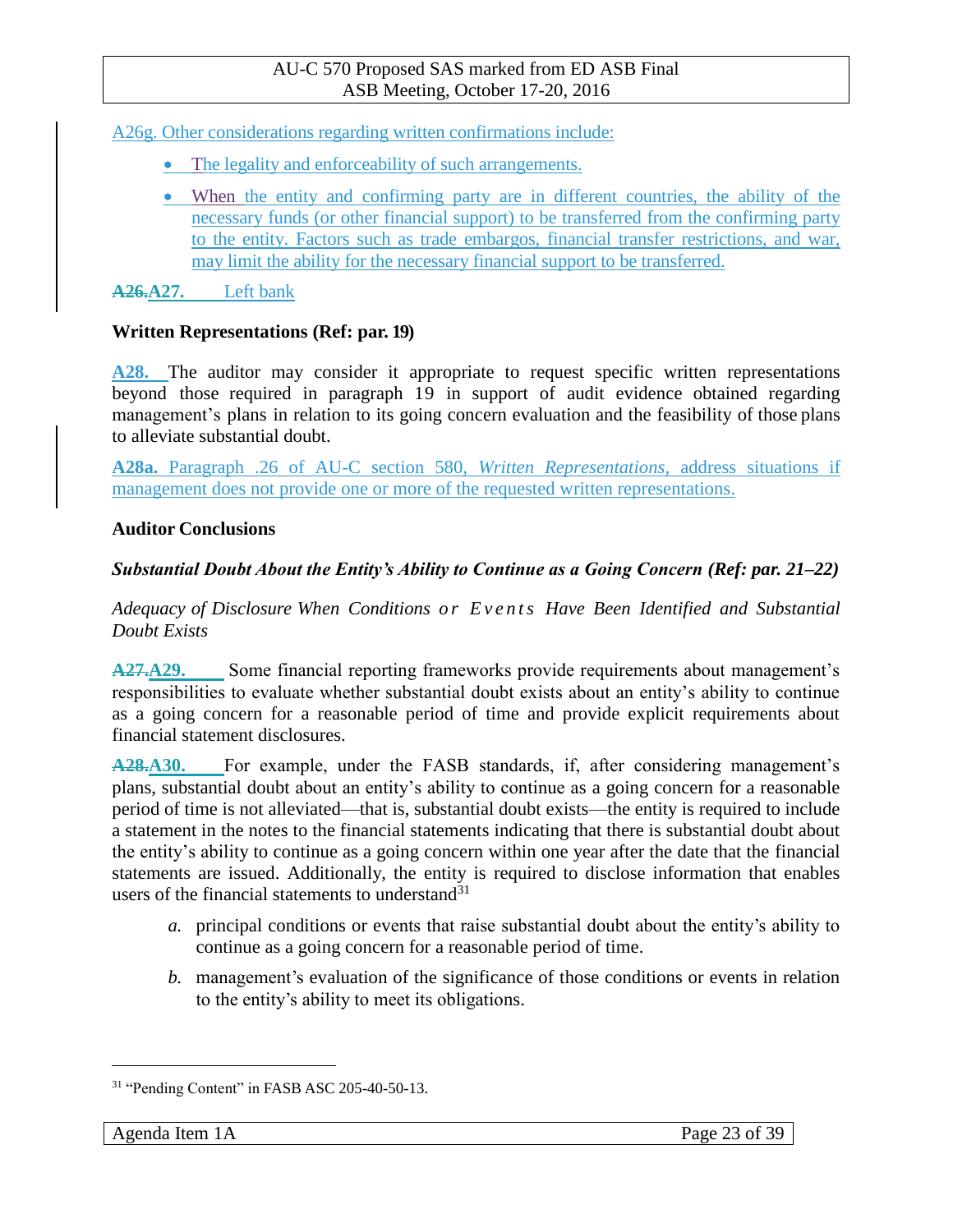A26g. Other considerations regarding written confirmations include:

- The legality and enforceability of such arrangements.
- When the entity and confirming party are in different countries, the ability of the necessary funds (or other financial support) to be transferred from the confirming party to the entity. Factors such as trade embargos, financial transfer restrictions, and war, may limit the ability for the necessary financial support to be transferred.

~~A26.~~**A27.** Left bank

**Written Representations (Ref: par. 19)**

**A28.** The auditor may consider it appropriate to request specific written representations beyond those required in paragraph 19 in support of audit evidence obtained regarding management's plans in relation to its going concern evaluation and the feasibility of those plans to alleviate substantial doubt.

**A28a.** Paragraph .26 of AU-C section 580, *Written Representations*, address situations if management does not provide one or more of the requested written representations.

**Auditor Conclusions**

***Substantial Doubt About the Entity's Ability to Continue as a Going Concern (Ref: par. 21–22)***

*Adequacy of Disclosure When Conditions or Events Have Been Identified and Substantial Doubt Exists*

~~A27.~~**A29.** Some financial reporting frameworks provide requirements about management's responsibilities to evaluate whether substantial doubt exists about an entity's ability to continue as a going concern for a reasonable period of time and provide explicit requirements about financial statement disclosures.

~~A28.~~**A30.** For example, under the FASB standards, if, after considering management's plans, substantial doubt about an entity's ability to continue as a going concern for a reasonable period of time is not alleviated—that is, substantial doubt exists—the entity is required to include a statement in the notes to the financial statements indicating that there is substantial doubt about the entity's ability to continue as a going concern within one year after the date that the financial statements are issued. Additionally, the entity is required to disclose information that enables users of the financial statements to understand[31]

*a.* principal conditions or events that raise substantial doubt about the entity's ability to continue as a going concern for a reasonable period of time.

*b.* management's evaluation of the significance of those conditions or events in relation to the entity's ability to meet its obligations.

---

[31] "Pending Content" in FASB ASC 205-40-50-13.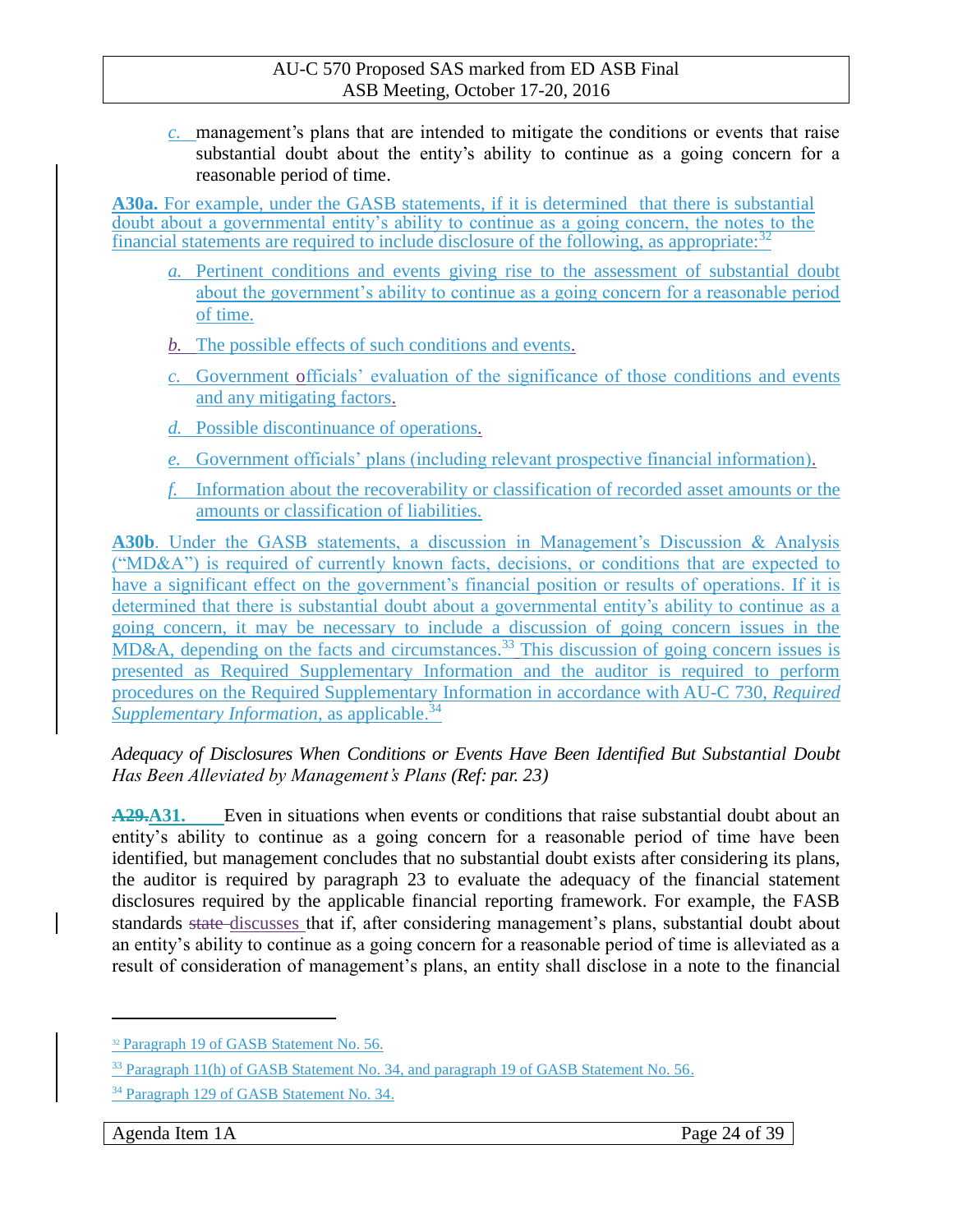*c.* management's plans that are intended to mitigate the conditions or events that raise substantial doubt about the entity's ability to continue as a going concern for a reasonable period of time.

**A30a.** For example, under the GASB statements, if it is determined that there is substantial doubt about a governmental entity's ability to continue as a going concern, the notes to the financial statements are required to include disclosure of the following, as appropriate:[32]

*a.* Pertinent conditions and events giving rise to the assessment of substantial doubt about the government's ability to continue as a going concern for a reasonable period of time.

*b.* The possible effects of such conditions and events.

*c.* Government officials' evaluation of the significance of those conditions and events and any mitigating factors.

*d.* Possible discontinuance of operations.

*e.* Government officials' plans (including relevant prospective financial information).

*f.* Information about the recoverability or classification of recorded asset amounts or the amounts or classification of liabilities.

**A30b**. Under the GASB statements, a discussion in Management's Discussion & Analysis ("MD&A") is required of currently known facts, decisions, or conditions that are expected to have a significant effect on the government's financial position or results of operations. If it is determined that there is substantial doubt about a governmental entity's ability to continue as a going concern, it may be necessary to include a discussion of going concern issues in the MD&A, depending on the facts and circumstances.[33] This discussion of going concern issues is presented as Required Supplementary Information and the auditor is required to perform procedures on the Required Supplementary Information in accordance with AU-C 730, *Required Supplementary Information*, as applicable.[34]

*Adequacy of Disclosures When Conditions or Events Have Been Identified But Substantial Doubt Has Been Alleviated by Management's Plans (Ref: par. 23)*

**~~A29.~~A31.** Even in situations when events or conditions that raise substantial doubt about an entity's ability to continue as a going concern for a reasonable period of time have been identified, but management concludes that no substantial doubt exists after considering its plans, the auditor is required by paragraph 23 to evaluate the adequacy of the financial statement disclosures required by the applicable financial reporting framework. For example, the FASB standards ~~state~~ discusses that if, after considering management's plans, substantial doubt about an entity's ability to continue as a going concern for a reasonable period of time is alleviated as a result of consideration of management's plans, an entity shall disclose in a note to the financial

---

[32] Paragraph 19 of GASB Statement No. 56.

[33] Paragraph 11(h) of GASB Statement No. 34, and paragraph 19 of GASB Statement No. 56.

[34] Paragraph 129 of GASB Statement No. 34.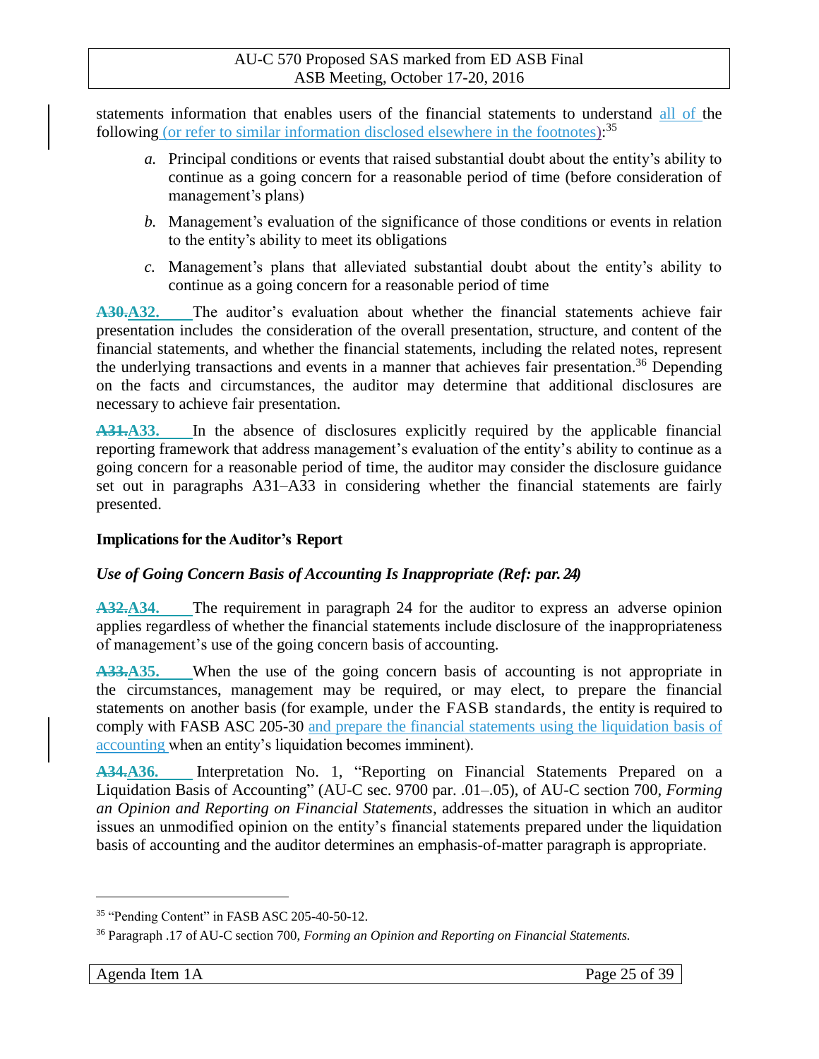statements information that enables users of the financial statements to understand all of the following (or refer to similar information disclosed elsewhere in the footnotes):[35]

*a.* Principal conditions or events that raised substantial doubt about the entity's ability to continue as a going concern for a reasonable period of time (before consideration of management's plans)

*b.* Management's evaluation of the significance of those conditions or events in relation to the entity's ability to meet its obligations

*c.* Management's plans that alleviated substantial doubt about the entity's ability to continue as a going concern for a reasonable period of time

**~~A30.~~A32.** The auditor's evaluation about whether the financial statements achieve fair presentation includes the consideration of the overall presentation, structure, and content of the financial statements, and whether the financial statements, including the related notes, represent the underlying transactions and events in a manner that achieves fair presentation.[36] Depending on the facts and circumstances, the auditor may determine that additional disclosures are necessary to achieve fair presentation.

**~~A31.~~A33.** In the absence of disclosures explicitly required by the applicable financial reporting framework that address management's evaluation of the entity's ability to continue as a going concern for a reasonable period of time, the auditor may consider the disclosure guidance set out in paragraphs A31–A33 in considering whether the financial statements are fairly presented.

### Implications for the Auditor's Report

#### *Use of Going Concern Basis of Accounting Is Inappropriate (Ref: par. 24)*

**~~A32.~~A34.** The requirement in paragraph 24 for the auditor to express an adverse opinion applies regardless of whether the financial statements include disclosure of the inappropriateness of management's use of the going concern basis of accounting.

**~~A33.~~A35.** When the use of the going concern basis of accounting is not appropriate in the circumstances, management may be required, or may elect, to prepare the financial statements on another basis (for example, under the FASB standards, the entity is required to comply with FASB ASC 205-30 and prepare the financial statements using the liquidation basis of accounting when an entity's liquidation becomes imminent).

**~~A34.~~A36.** Interpretation No. 1, "Reporting on Financial Statements Prepared on a Liquidation Basis of Accounting" (AU-C sec. 9700 par. .01–.05), of AU-C section 700, *Forming an Opinion and Reporting on Financial Statements*, addresses the situation in which an auditor issues an unmodified opinion on the entity's financial statements prepared under the liquidation basis of accounting and the auditor determines an emphasis-of-matter paragraph is appropriate.

---

[35] "Pending Content" in FASB ASC 205-40-50-12.

[36] Paragraph .17 of AU-C section 700, *Forming an Opinion and Reporting on Financial Statements.*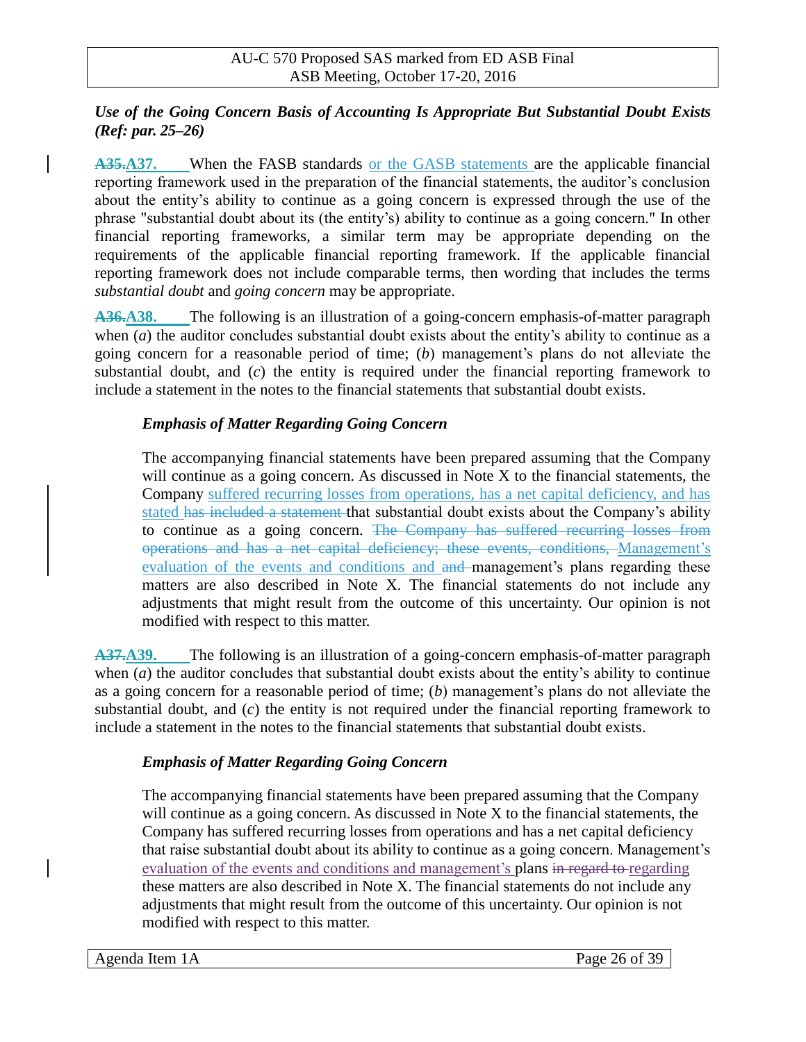### *Use of the Going Concern Basis of Accounting Is Appropriate But Substantial Doubt Exists (Ref: par. 25–26)*

**~~A35.~~A37.** When the FASB standards or the GASB statements are the applicable financial reporting framework used in the preparation of the financial statements, the auditor's conclusion about the entity's ability to continue as a going concern is expressed through the use of the phrase "substantial doubt about its (the entity's) ability to continue as a going concern." In other financial reporting frameworks, a similar term may be appropriate depending on the requirements of the applicable financial reporting framework. If the applicable financial reporting framework does not include comparable terms, then wording that includes the terms *substantial doubt* and *going concern* may be appropriate.

**~~A36.~~A38.** The following is an illustration of a going-concern emphasis-of-matter paragraph when (*a*) the auditor concludes substantial doubt exists about the entity's ability to continue as a going concern for a reasonable period of time; (*b*) management's plans do not alleviate the substantial doubt, and (*c*) the entity is required under the financial reporting framework to include a statement in the notes to the financial statements that substantial doubt exists.

> ***Emphasis of Matter Regarding Going Concern***
>
> The accompanying financial statements have been prepared assuming that the Company will continue as a going concern. As discussed in Note X to the financial statements, the Company suffered recurring losses from operations, has a net capital deficiency, and has stated ~~has included a statement~~ that substantial doubt exists about the Company's ability to continue as a going concern. ~~The Company has suffered recurring losses from operations and has a net capital deficiency; these events, conditions,~~ Management's evaluation of the events and conditions and ~~and~~ management's plans regarding these matters are also described in Note X. The financial statements do not include any adjustments that might result from the outcome of this uncertainty. Our opinion is not modified with respect to this matter.

**~~A37.~~A39.** The following is an illustration of a going-concern emphasis-of-matter paragraph when (*a*) the auditor concludes that substantial doubt exists about the entity's ability to continue as a going concern for a reasonable period of time; (*b*) management's plans do not alleviate the substantial doubt, and (*c*) the entity is not required under the financial reporting framework to include a statement in the notes to the financial statements that substantial doubt exists.

> ***Emphasis of Matter Regarding Going Concern***
>
> The accompanying financial statements have been prepared assuming that the Company will continue as a going concern. As discussed in Note X to the financial statements, the Company has suffered recurring losses from operations and has a net capital deficiency that raise substantial doubt about its ability to continue as a going concern. Management's evaluation of the events and conditions and management's plans ~~in regard to~~ regarding these matters are also described in Note X. The financial statements do not include any adjustments that might result from the outcome of this uncertainty. Our opinion is not modified with respect to this matter.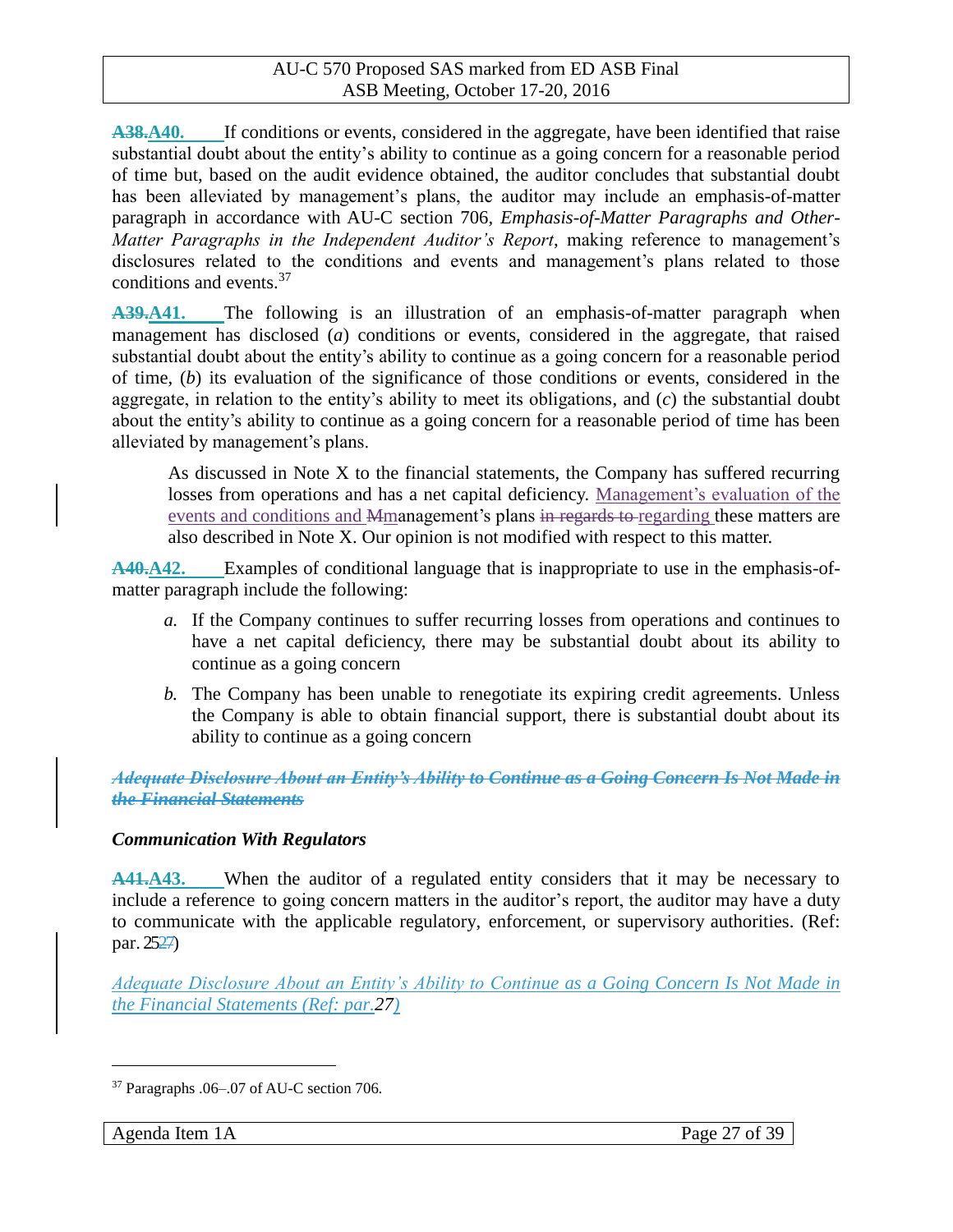~~A38.~~**A40.** If conditions or events, considered in the aggregate, have been identified that raise substantial doubt about the entity's ability to continue as a going concern for a reasonable period of time but, based on the audit evidence obtained, the auditor concludes that substantial doubt has been alleviated by management's plans, the auditor may include an emphasis-of-matter paragraph in accordance with AU-C section 706, *Emphasis-of-Matter Paragraphs and Other-Matter Paragraphs in the Independent Auditor's Report*, making reference to management's disclosures related to the conditions and events and management's plans related to those conditions and events.[37]

~~A39.~~**A41.** The following is an illustration of an emphasis-of-matter paragraph when management has disclosed (*a*) conditions or events, considered in the aggregate, that raised substantial doubt about the entity's ability to continue as a going concern for a reasonable period of time, (*b*) its evaluation of the significance of those conditions or events, considered in the aggregate, in relation to the entity's ability to meet its obligations, and (*c*) the substantial doubt about the entity's ability to continue as a going concern for a reasonable period of time has been alleviated by management's plans.

> As discussed in Note X to the financial statements, the Company has suffered recurring losses from operations and has a net capital deficiency. Management's evaluation of the events and conditions and ~~M~~management's plans ~~in regards to~~ regarding these matters are also described in Note X. Our opinion is not modified with respect to this matter.

~~A40.~~**A42.** Examples of conditional language that is inappropriate to use in the emphasis-of-matter paragraph include the following:

*a.* If the Company continues to suffer recurring losses from operations and continues to have a net capital deficiency, there may be substantial doubt about its ability to continue as a going concern

*b.* The Company has been unable to renegotiate its expiring credit agreements. Unless the Company is able to obtain financial support, there is substantial doubt about its ability to continue as a going concern

***~~Adequate Disclosure About an Entity's Ability to Continue as a Going Concern Is Not Made in the Financial Statements~~***

***Communication With Regulators***

~~A41.~~**A43.** When the auditor of a regulated entity considers that it may be necessary to include a reference to going concern matters in the auditor's report, the auditor may have a duty to communicate with the applicable regulatory, enforcement, or supervisory authorities. (Ref: par. 25~~27~~)

*Adequate Disclosure About an Entity's Ability to Continue as a Going Concern Is Not Made in the Financial Statements (Ref: par.27)*

[37] Paragraphs .06–.07 of AU-C section 706.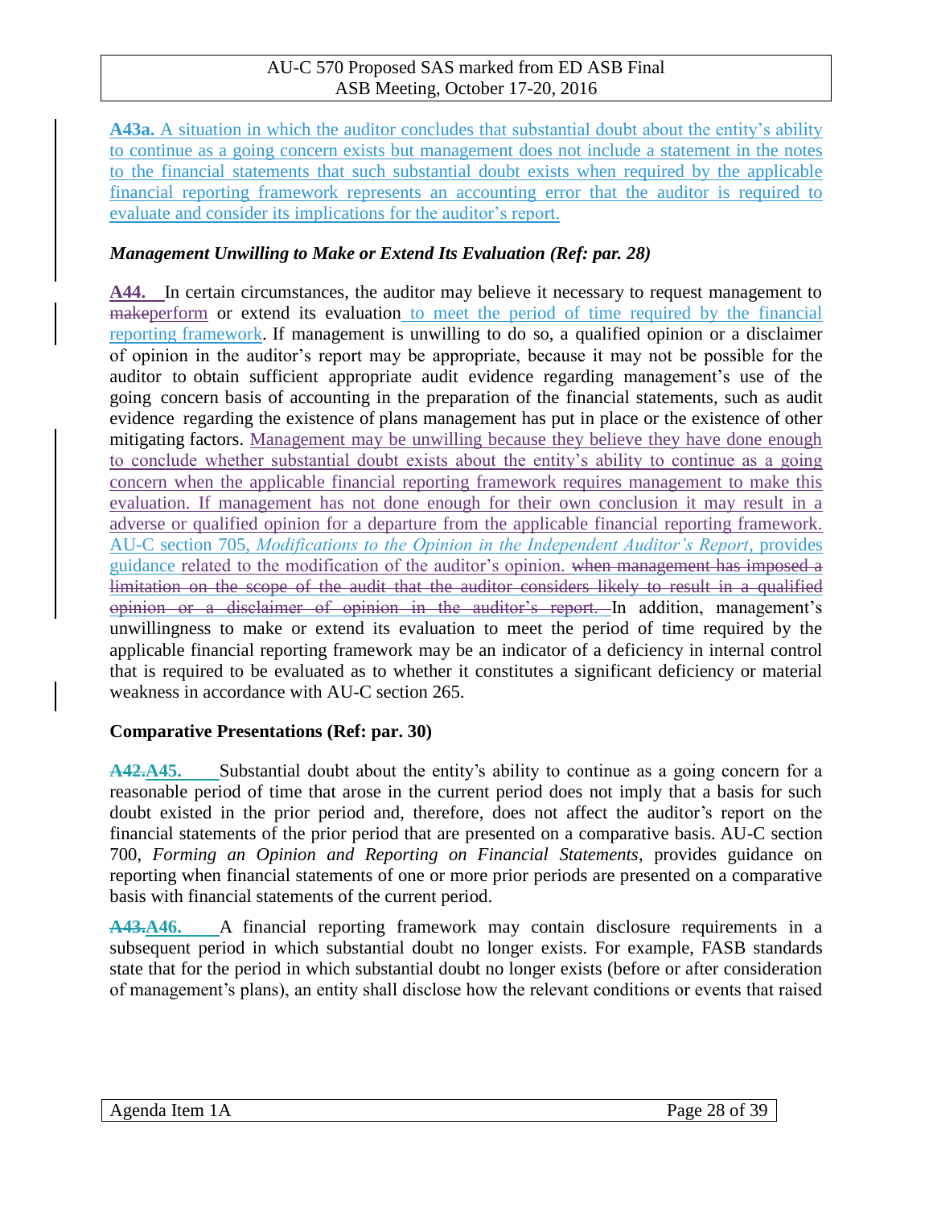**A43a.** A situation in which the auditor concludes that substantial doubt about the entity's ability to continue as a going concern exists but management does not include a statement in the notes to the financial statements that such substantial doubt exists when required by the applicable financial reporting framework represents an accounting error that the auditor is required to evaluate and consider its implications for the auditor's report.

***Management Unwilling to Make or Extend Its Evaluation (Ref: par. 28)***

**A44.** In certain circumstances, the auditor may believe it necessary to request management to ~~make~~perform or extend its evaluation to meet the period of time required by the financial reporting framework. If management is unwilling to do so, a qualified opinion or a disclaimer of opinion in the auditor's report may be appropriate, because it may not be possible for the auditor to obtain sufficient appropriate audit evidence regarding management's use of the going concern basis of accounting in the preparation of the financial statements, such as audit evidence regarding the existence of plans management has put in place or the existence of other mitigating factors. Management may be unwilling because they believe they have done enough to conclude whether substantial doubt exists about the entity's ability to continue as a going concern when the applicable financial reporting framework requires management to make this evaluation. If management has not done enough for their own conclusion it may result in a adverse or qualified opinion for a departure from the applicable financial reporting framework. AU-C section 705, *Modifications to the Opinion in the Independent Auditor's Report*, provides guidance related to the modification of the auditor's opinion. ~~when management has imposed a limitation on the scope of the audit that the auditor considers likely to result in a qualified opinion or a disclaimer of opinion in the auditor's report.~~ In addition, management's unwillingness to make or extend its evaluation to meet the period of time required by the applicable financial reporting framework may be an indicator of a deficiency in internal control that is required to be evaluated as to whether it constitutes a significant deficiency or material weakness in accordance with AU-C section 265.

**Comparative Presentations (Ref: par. 30)**

~~**A42.**~~**A45.** Substantial doubt about the entity's ability to continue as a going concern for a reasonable period of time that arose in the current period does not imply that a basis for such doubt existed in the prior period and, therefore, does not affect the auditor's report on the financial statements of the prior period that are presented on a comparative basis. AU-C section 700, *Forming an Opinion and Reporting on Financial Statements*, provides guidance on reporting when financial statements of one or more prior periods are presented on a comparative basis with financial statements of the current period.

~~**A43.**~~**A46.** A financial reporting framework may contain disclosure requirements in a subsequent period in which substantial doubt no longer exists. For example, FASB standards state that for the period in which substantial doubt no longer exists (before or after consideration of management's plans), an entity shall disclose how the relevant conditions or events that raised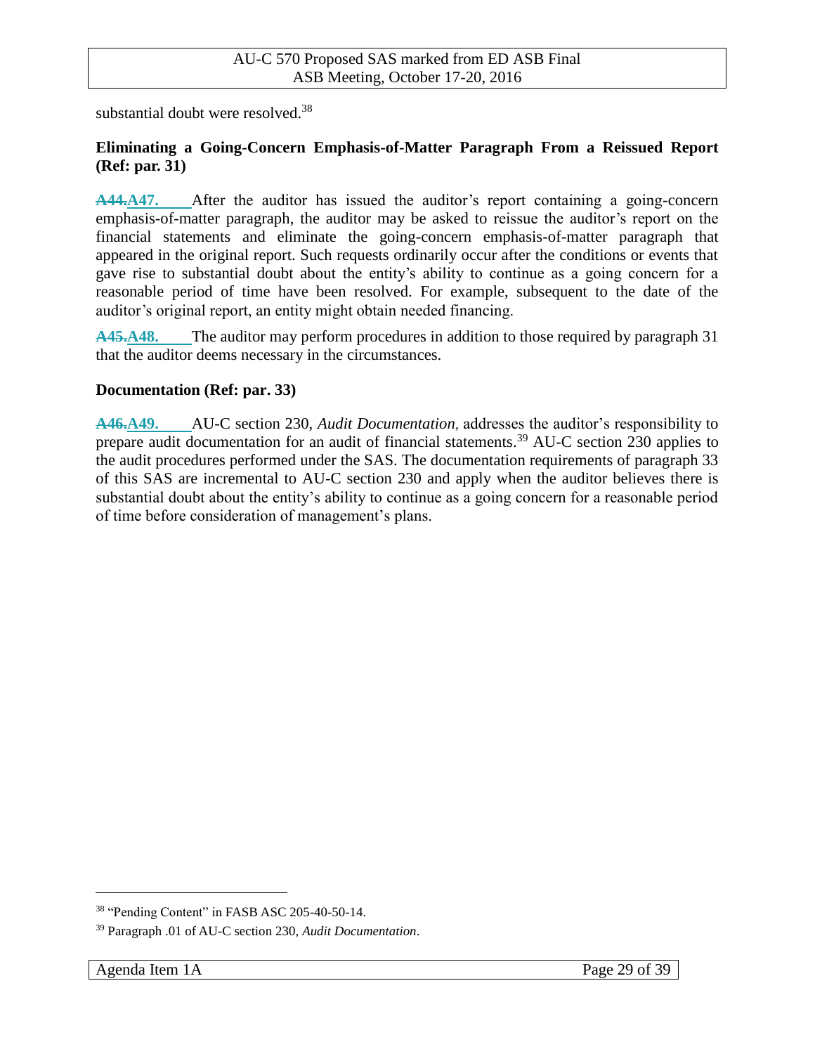substantial doubt were resolved.[38]

**Eliminating a Going-Concern Emphasis-of-Matter Paragraph From a Reissued Report (Ref: par. 31)**

~~A44.~~**A47.** After the auditor has issued the auditor's report containing a going-concern emphasis-of-matter paragraph, the auditor may be asked to reissue the auditor's report on the financial statements and eliminate the going-concern emphasis-of-matter paragraph that appeared in the original report. Such requests ordinarily occur after the conditions or events that gave rise to substantial doubt about the entity's ability to continue as a going concern for a reasonable period of time have been resolved. For example, subsequent to the date of the auditor's original report, an entity might obtain needed financing.

~~A45.~~**A48.** The auditor may perform procedures in addition to those required by paragraph 31 that the auditor deems necessary in the circumstances.

**Documentation (Ref: par. 33)**

~~A46.~~**A49.** AU-C section 230, *Audit Documentation,* addresses the auditor's responsibility to prepare audit documentation for an audit of financial statements.[39] AU-C section 230 applies to the audit procedures performed under the SAS. The documentation requirements of paragraph 33 of this SAS are incremental to AU-C section 230 and apply when the auditor believes there is substantial doubt about the entity's ability to continue as a going concern for a reasonable period of time before consideration of management's plans.

---

[38] "Pending Content" in FASB ASC 205-40-50-14.

[39] Paragraph .01 of AU-C section 230, *Audit Documentation*.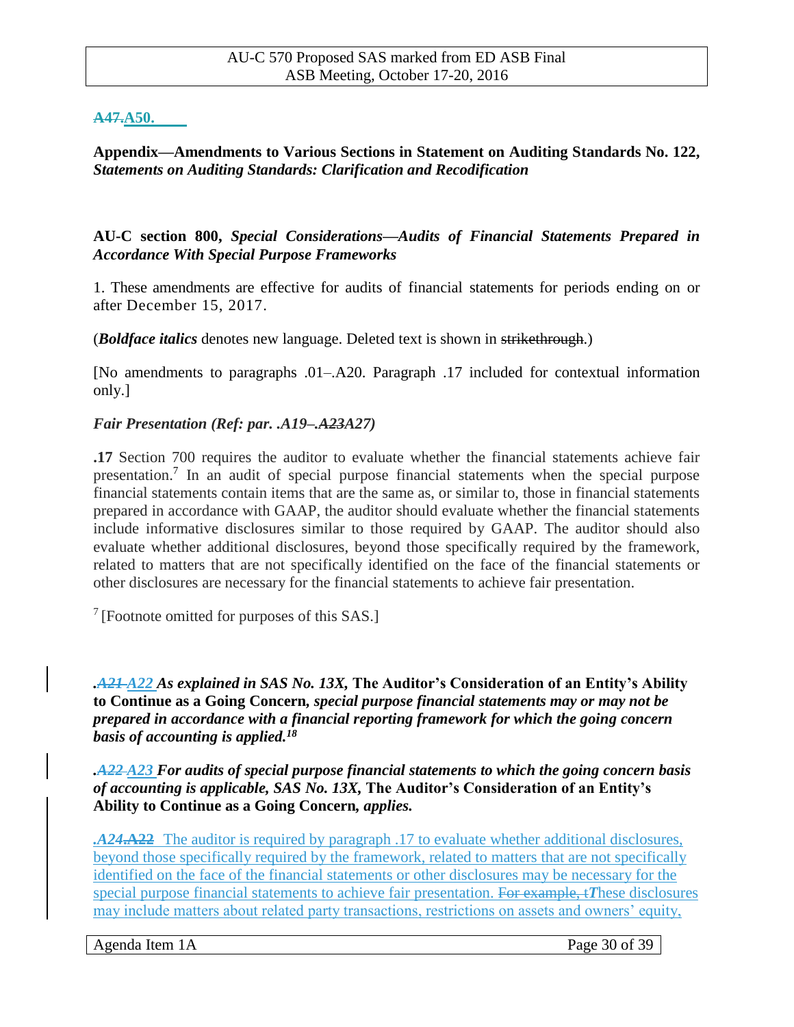~~A47.~~A50.

**Appendix—Amendments to Various Sections in Statement on Auditing Standards No. 122, *Statements on Auditing Standards: Clarification and Recodification***

**AU-C section 800, *Special Considerations—Audits of Financial Statements Prepared in Accordance With Special Purpose Frameworks***

1. These amendments are effective for audits of financial statements for periods ending on or after December 15, 2017.

(***Boldface italics*** denotes new language. Deleted text is shown in ~~strikethrough~~.)

[No amendments to paragraphs .01–.A20. Paragraph .17 included for contextual information only.]

*Fair Presentation (Ref: par. .A19–.~~A23~~A27)*

**.17** Section 700 requires the auditor to evaluate whether the financial statements achieve fair presentation.[7] In an audit of special purpose financial statements when the special purpose financial statements contain items that are the same as, or similar to, those in financial statements prepared in accordance with GAAP, the auditor should evaluate whether the financial statements include informative disclosures similar to those required by GAAP. The auditor should also evaluate whether additional disclosures, beyond those specifically required by the framework, related to matters that are not specifically identified on the face of the financial statements or other disclosures are necessary for the financial statements to achieve fair presentation.

[7] [Footnote omitted for purposes of this SAS.]

***.~~A21~~ A22 As explained in SAS No. 13X,* The Auditor's Consideration of an Entity's Ability to Continue as a Going Concern*, special purpose financial statements may or may not be prepared in accordance with a financial reporting framework for which the going concern basis of accounting is applied.[18]***

***.~~A22~~ A23 For audits of special purpose financial statements to which the going concern basis of accounting is applicable, SAS No. 13X,* The Auditor's Consideration of an Entity's Ability to Continue as a Going Concern*, applies.***

***.A24***~~**.A22**~~ The auditor is required by paragraph .17 to evaluate whether additional disclosures, beyond those specifically required by the framework, related to matters that are not specifically identified on the face of the financial statements or other disclosures may be necessary for the special purpose financial statements to achieve fair presentation. ~~For example, t~~***T***hese disclosures may include matters about related party transactions, restrictions on assets and owners' equity,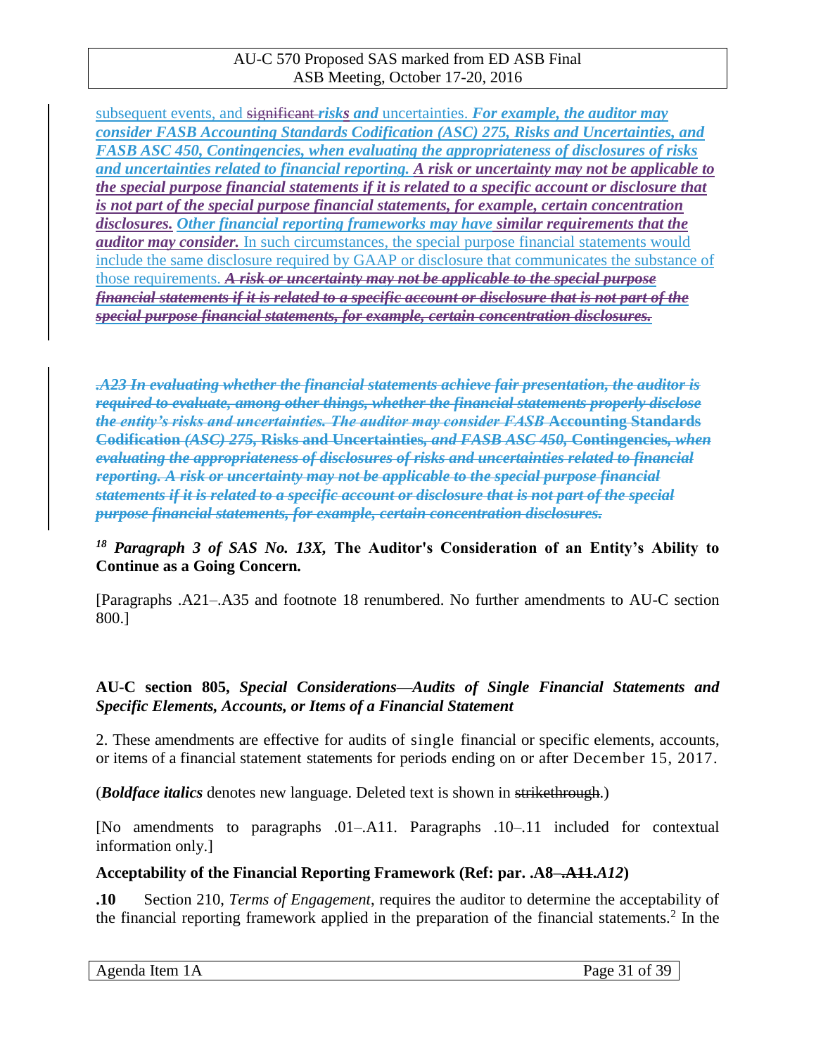subsequent events, and ~~significant~~ ***risks and*** uncertainties. ***For example, the auditor may consider FASB Accounting Standards Codification (ASC) 275, Risks and Uncertainties, and FASB ASC 450, Contingencies, when evaluating the appropriateness of disclosures of risks and uncertainties related to financial reporting. A risk or uncertainty may not be applicable to the special purpose financial statements if it is related to a specific account or disclosure that is not part of the special purpose financial statements, for example, certain concentration disclosures. Other financial reporting frameworks may have similar requirements that the auditor may consider.*** In such circumstances, the special purpose financial statements would include the same disclosure required by GAAP or disclosure that communicates the substance of those requirements. ~~***A risk or uncertainty may not be applicable to the special purpose financial statements if it is related to a specific account or disclosure that is not part of the special purpose financial statements, for example, certain concentration disclosures.***~~

~~***.A23 In evaluating whether the financial statements achieve fair presentation, the auditor is required to evaluate, among other things, whether the financial statements properly disclose the entity's risks and uncertainties. The auditor may consider FASB*** **Accounting Standards Codification** ***(ASC) 275,*** **Risks and Uncertainties,** ***and FASB ASC 450,*** **Contingencies,** ***when evaluating the appropriateness of disclosures of risks and uncertainties related to financial reporting. A risk or uncertainty may not be applicable to the special purpose financial statements if it is related to a specific account or disclosure that is not part of the special purpose financial statements, for example, certain concentration disclosures.***~~

[18] ***Paragraph 3 of SAS No. 13X,*** **The Auditor's Consideration of an Entity's Ability to Continue as a Going Concern.**

[Paragraphs .A21–.A35 and footnote 18 renumbered. No further amendments to AU-C section 800.]

**AU-C section 805,** ***Special Considerations—Audits of Single Financial Statements and Specific Elements, Accounts, or Items of a Financial Statement***

2. These amendments are effective for audits of single financial or specific elements, accounts, or items of a financial statement statements for periods ending on or after December 15, 2017.

(***Boldface italics*** denotes new language. Deleted text is shown in ~~strikethrough~~.)

[No amendments to paragraphs .01–.A11. Paragraphs .10–.11 included for contextual information only.]

**Acceptability of the Financial Reporting Framework (Ref: par. .A8~~–.A11~~*.A12*)**

**.10** Section 210, *Terms of Engagement*, requires the auditor to determine the acceptability of the financial reporting framework applied in the preparation of the financial statements.[2] In the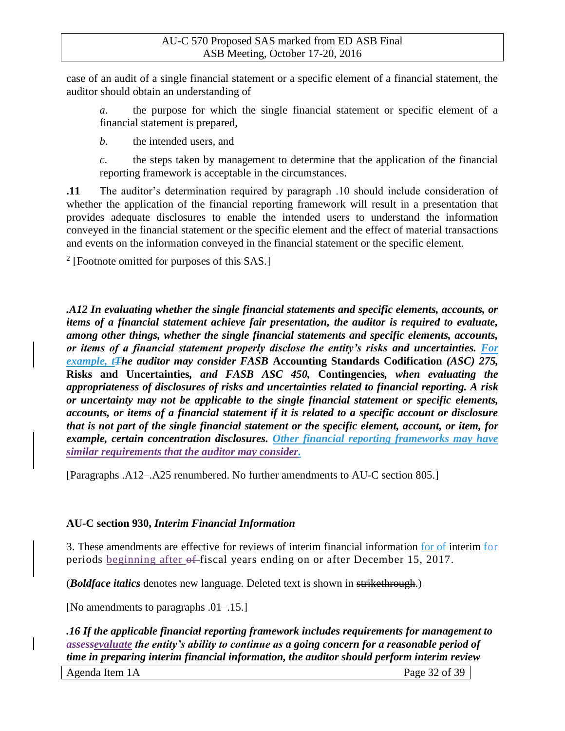case of an audit of a single financial statement or a specific element of a financial statement, the auditor should obtain an understanding of

*a*. the purpose for which the single financial statement or specific element of a financial statement is prepared,

*b*. the intended users, and

*c*. the steps taken by management to determine that the application of the financial reporting framework is acceptable in the circumstances.

**.11** The auditor's determination required by paragraph .10 should include consideration of whether the application of the financial reporting framework will result in a presentation that provides adequate disclosures to enable the intended users to understand the information conveyed in the financial statement or the specific element and the effect of material transactions and events on the information conveyed in the financial statement or the specific element.

[2] [Footnote omitted for purposes of this SAS.]

***.A12 In evaluating whether the single financial statements and specific elements, accounts, or items of a financial statement achieve fair presentation, the auditor is required to evaluate, among other things, whether the single financial statements and specific elements, accounts, or items of a financial statement properly disclose the entity's risks and uncertainties. For example, t~~T~~he auditor may consider FASB*** **Accounting Standards Codification** ***(ASC) 275,*** **Risks and Uncertainties*,*** ***and FASB ASC 450,*** **Contingencies*,*** ***when evaluating the appropriateness of disclosures of risks and uncertainties related to financial reporting. A risk or uncertainty may not be applicable to the single financial statement or specific elements, accounts, or items of a financial statement if it is related to a specific account or disclosure that is not part of the single financial statement or the specific element, account, or item, for example, certain concentration disclosures. Other financial reporting frameworks may have similar requirements that the auditor may consider.***

[Paragraphs .A12–.A25 renumbered. No further amendments to AU-C section 805.]

**AU-C section 930, *Interim Financial Information***

3. These amendments are effective for reviews of interim financial information for ~~of~~ interim ~~for~~ periods beginning after ~~of~~ fiscal years ending on or after December 15, 2017.

(***Boldface italics*** denotes new language. Deleted text is shown in ~~strikethrough~~.)

[No amendments to paragraphs .01–.15.]

***.16 If the applicable financial reporting framework includes requirements for management to ~~assess~~evaluate the entity's ability to continue as a going concern for a reasonable period of time in preparing interim financial information, the auditor should perform interim review***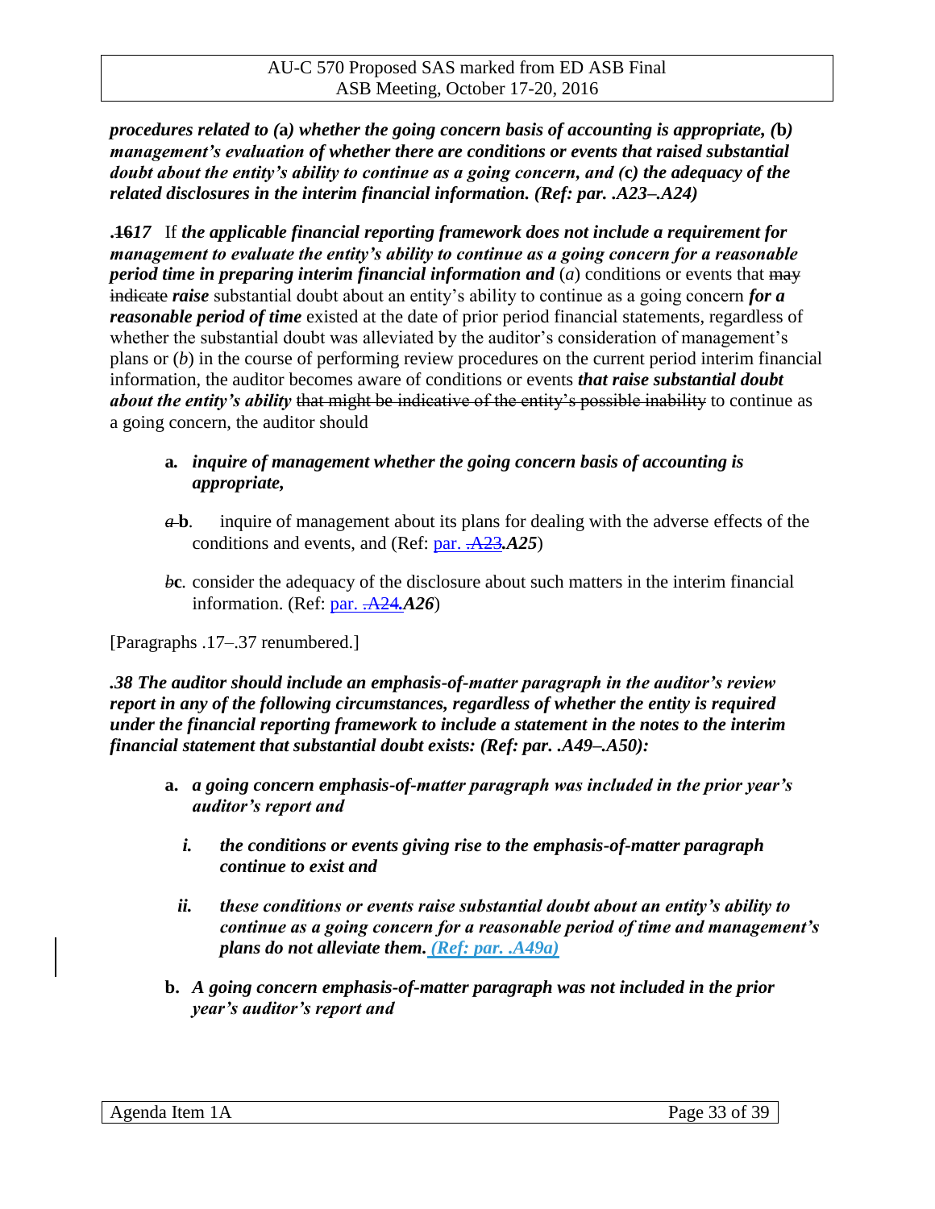***procedures related to (a) whether the going concern basis of accounting is appropriate, (b) management's evaluation of whether there are conditions or events that raised substantial doubt about the entity's ability to continue as a going concern, and (c) the adequacy of the related disclosures in the interim financial information. (Ref: par. .A23–.A24)***

**.~~16~~*17*** If ***the applicable financial reporting framework does not include a requirement for management to evaluate the entity's ability to continue as a going concern for a reasonable period time in preparing interim financial information and*** (*a*) conditions or events that ~~may indicate~~ ***raise*** substantial doubt about an entity's ability to continue as a going concern ***for a reasonable period of time*** existed at the date of prior period financial statements, regardless of whether the substantial doubt was alleviated by the auditor's consideration of management's plans or (*b*) in the course of performing review procedures on the current period interim financial information, the auditor becomes aware of conditions or events ***that raise substantial doubt about the entity's ability*** ~~that might be indicative of the entity's possible inability~~ to continue as a going concern, the auditor should

- **a.** ***inquire of management whether the going concern basis of accounting is appropriate,***
- ~~*a*~~ **b**. inquire of management about its plans for dealing with the adverse effects of the conditions and events, and (Ref: par. ~~.A23~~***.A25***)
- ~~*b*~~**c**. consider the adequacy of the disclosure about such matters in the interim financial information. (Ref: par. ~~.A24~~***.A26***)

[Paragraphs .17–.37 renumbered.]

***.38 The auditor should include an emphasis-of-matter paragraph in the auditor's review report in any of the following circumstances, regardless of whether the entity is required under the financial reporting framework to include a statement in the notes to the interim financial statement that substantial doubt exists: (Ref: par. .A49–.A50):***

- **a.** ***a going concern emphasis-of-matter paragraph was included in the prior year's auditor's report and***
  - ***i.*** ***the conditions or events giving rise to the emphasis-of-matter paragraph continue to exist and***
  - ***ii.*** ***these conditions or events raise substantial doubt about an entity's ability to continue as a going concern for a reasonable period of time and management's plans do not alleviate them. (Ref: par. .A49a)***
- **b.** ***A going concern emphasis-of-matter paragraph was not included in the prior year's auditor's report and***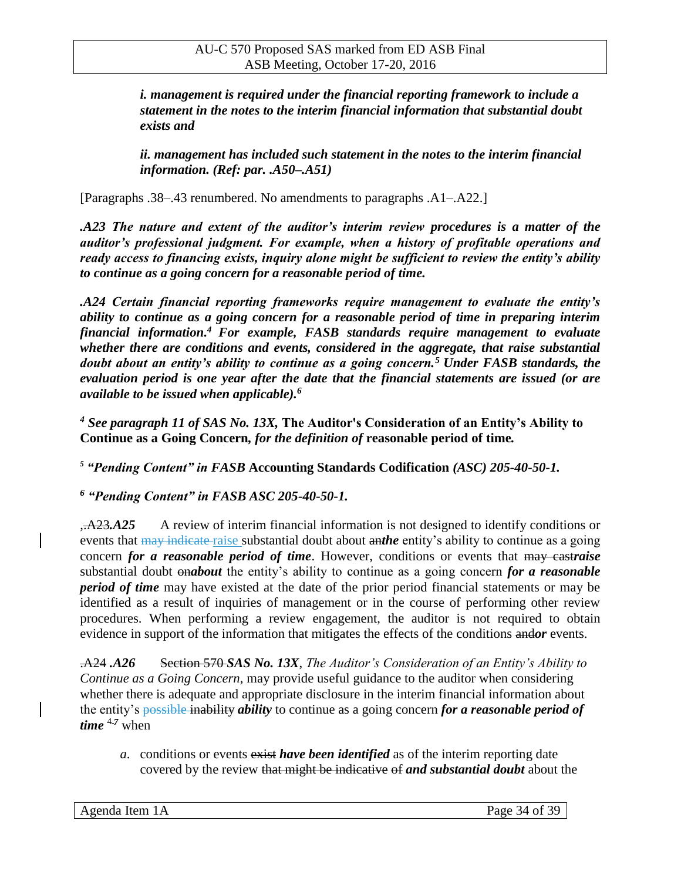*i. management is required under the financial reporting framework to include a statement in the notes to the interim financial information that substantial doubt exists and*

*ii. management has included such statement in the notes to the interim financial information. (Ref: par. .A50–.A51)*

[Paragraphs .38–.43 renumbered. No amendments to paragraphs .A1–.A22.]

***.A23 The nature and extent of the auditor's interim review procedures is a matter of the auditor's professional judgment. For example, when a history of profitable operations and ready access to financing exists, inquiry alone might be sufficient to review the entity's ability to continue as a going concern for a reasonable period of time.***

***.A24 Certain financial reporting frameworks require management to evaluate the entity's ability to continue as a going concern for a reasonable period of time in preparing interim financial information.[4] For example, FASB standards require management to evaluate whether there are conditions and events, considered in the aggregate, that raise substantial doubt about an entity's ability to continue as a going concern.[5] Under FASB standards, the evaluation period is one year after the date that the financial statements are issued (or are available to be issued when applicable).[6]***

[4] ***See paragraph 11 of SAS No. 13X,*** **The Auditor's Consideration of an Entity's Ability to Continue as a Going Concern*****, for the definition of*** **reasonable period of time*****.***

[5] ***"Pending Content" in FASB*** **Accounting Standards Codification** ***(ASC) 205-40-50-1.***

[6] ***"Pending Content" in FASB ASC 205-40-50-1.***

~~.A23~~***.A25*** A review of interim financial information is not designed to identify conditions or events that ~~may indicate~~ raise substantial doubt about ~~an~~***the*** entity's ability to continue as a going concern ***for a reasonable period of time***. However, conditions or events that ~~may cast~~***raise*** substantial doubt ~~on~~***about*** the entity's ability to continue as a going concern ***for a reasonable period of time*** may have existed at the date of the prior period financial statements or may be identified as a result of inquiries of management or in the course of performing other review procedures. When performing a review engagement, the auditor is not required to obtain evidence in support of the information that mitigates the effects of the conditions ~~and~~***or*** events.

~~.A24~~ ***.A26*** ~~Section 570~~ ***SAS No. 13X****, The Auditor's Consideration of an Entity's Ability to Continue as a Going Concern*, may provide useful guidance to the auditor when considering whether there is adequate and appropriate disclosure in the interim financial information about the entity's ~~possible~~ ~~inability~~ ***ability*** to continue as a going concern ***for a reasonable period of time*** ~~4~~***7*** when

*a*. conditions or events ~~exist~~ ***have been identified*** as of the interim reporting date covered by the review ~~that might be indicative of~~ ***and substantial doubt*** about the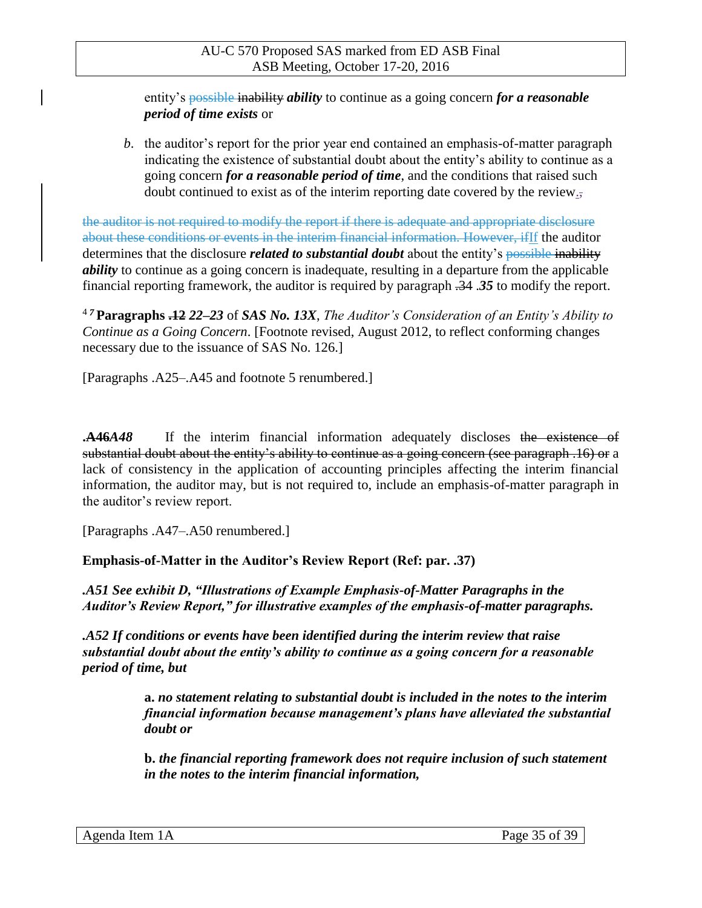entity's ~~possible~~ ~~inability~~ ***ability*** to continue as a going concern ***for a reasonable period of time exists*** or

*b*. the auditor's report for the prior year end contained an emphasis-of-matter paragraph indicating the existence of substantial doubt about the entity's ability to continue as a going concern ***for a reasonable period of time***, and the conditions that raised such doubt continued to exist as of the interim reporting date covered by the review.~~,~~

~~the auditor is not required to modify the report if there is adequate and appropriate disclosure about these conditions or events in the interim financial information. However, if~~If the auditor determines that the disclosure ***related to substantial doubt*** about the entity's ~~possible~~ ~~inability~~ ***ability*** to continue as a going concern is inadequate, resulting in a departure from the applicable financial reporting framework, the auditor is required by paragraph ~~.34~~ ***.35*** to modify the report.

[4] [7] **Paragraphs ~~.12~~** ***22–23*** of ***SAS No. 13X***, *The Auditor's Consideration of an Entity's Ability to Continue as a Going Concern*. [Footnote revised, August 2012, to reflect conforming changes necessary due to the issuance of SAS No. 126.]

[Paragraphs .A25–.A45 and footnote 5 renumbered.]

**~~.A46~~*A48*** If the interim financial information adequately discloses ~~the existence of substantial doubt about the entity's ability to continue as a going concern (see paragraph .16) or~~ a lack of consistency in the application of accounting principles affecting the interim financial information, the auditor may, but is not required to, include an emphasis-of-matter paragraph in the auditor's review report.

[Paragraphs .A47–.A50 renumbered.]

**Emphasis-of-Matter in the Auditor's Review Report (Ref: par. .37)**

***.A51 See exhibit D, "Illustrations of Example Emphasis-of-Matter Paragraphs in the Auditor's Review Report," for illustrative examples of the emphasis-of-matter paragraphs.***

***.A52 If conditions or events have been identified during the interim review that raise substantial doubt about the entity's ability to continue as a going concern for a reasonable period of time, but***

**a.** ***no statement relating to substantial doubt is included in the notes to the interim financial information because management's plans have alleviated the substantial doubt or***

**b.** ***the financial reporting framework does not require inclusion of such statement in the notes to the interim financial information,***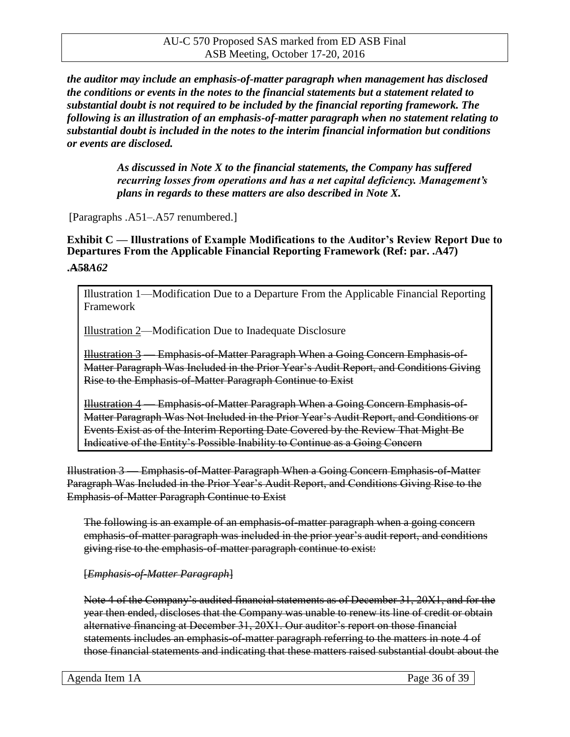***the auditor may include an emphasis-of-matter paragraph when management has disclosed the conditions or events in the notes to the financial statements but a statement related to substantial doubt is not required to be included by the financial reporting framework. The following is an illustration of an emphasis-of-matter paragraph when no statement relating to substantial doubt is included in the notes to the interim financial information but conditions or events are disclosed.***

> ***As discussed in Note X to the financial statements, the Company has suffered recurring losses from operations and has a net capital deficiency. Management's plans in regards to these matters are also described in Note X.***

[Paragraphs .A51–.A57 renumbered.]

**Exhibit C — Illustrations of Example Modifications to the Auditor's Review Report Due to Departures From the Applicable Financial Reporting Framework (Ref: par. .A47)**

**.~~A58~~*A62***

| |
|---|
| Illustration 1—Modification Due to a Departure From the Applicable Financial Reporting Framework |
| Illustration 2—Modification Due to Inadequate Disclosure |
| ~~Illustration 3 — Emphasis-of-Matter Paragraph When a Going Concern Emphasis-of-Matter Paragraph Was Included in the Prior Year's Audit Report, and Conditions Giving Rise to the Emphasis-of-Matter Paragraph Continue to Exist~~ |
| ~~Illustration 4 — Emphasis-of-Matter Paragraph When a Going Concern Emphasis-of-Matter Paragraph Was Not Included in the Prior Year's Audit Report, and Conditions or Events Exist as of the Interim Reporting Date Covered by the Review That Might Be Indicative of the Entity's Possible Inability to Continue as a Going Concern~~ |

~~Illustration 3 — Emphasis-of-Matter Paragraph When a Going Concern Emphasis-of-Matter Paragraph Was Included in the Prior Year's Audit Report, and Conditions Giving Rise to the Emphasis-of-Matter Paragraph Continue to Exist~~

~~The following is an example of an emphasis-of-matter paragraph when a going concern emphasis-of-matter paragraph was included in the prior year's audit report, and conditions giving rise to the emphasis-of-matter paragraph continue to exist:~~

~~[*Emphasis-of-Matter Paragraph*]~~

~~Note 4 of the Company's audited financial statements as of December 31, 20X1, and for the year then ended, discloses that the Company was unable to renew its line of credit or obtain alternative financing at December 31, 20X1. Our auditor's report on those financial statements includes an emphasis-of-matter paragraph referring to the matters in note 4 of those financial statements and indicating that these matters raised substantial doubt about the~~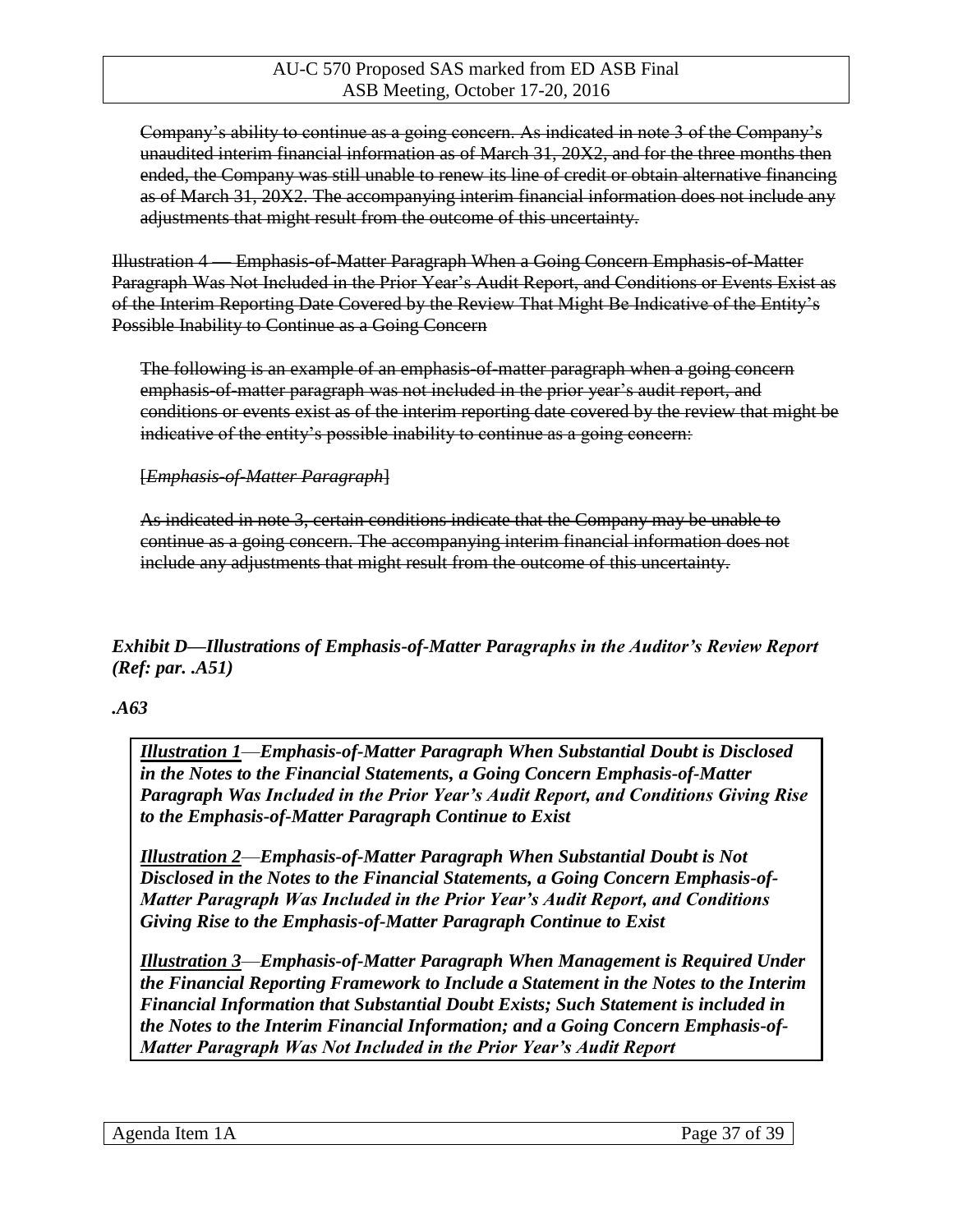~~Company's ability to continue as a going concern. As indicated in note 3 of the Company's unaudited interim financial information as of March 31, 20X2, and for the three months then ended, the Company was still unable to renew its line of credit or obtain alternative financing as of March 31, 20X2. The accompanying interim financial information does not include any adjustments that might result from the outcome of this uncertainty.~~

~~Illustration 4 — Emphasis-of-Matter Paragraph When a Going Concern Emphasis-of-Matter Paragraph Was Not Included in the Prior Year's Audit Report, and Conditions or Events Exist as of the Interim Reporting Date Covered by the Review That Might Be Indicative of the Entity's Possible Inability to Continue as a Going Concern~~

~~The following is an example of an emphasis-of-matter paragraph when a going concern emphasis-of-matter paragraph was not included in the prior year's audit report, and conditions or events exist as of the interim reporting date covered by the review that might be indicative of the entity's possible inability to continue as a going concern:~~

~~[*Emphasis-of-Matter Paragraph*]~~

~~As indicated in note 3, certain conditions indicate that the Company may be unable to continue as a going concern. The accompanying interim financial information does not include any adjustments that might result from the outcome of this uncertainty.~~

***Exhibit D—Illustrations of Emphasis-of-Matter Paragraphs in the Auditor's Review Report (Ref: par. .A51)***

***.A63***

> ***Illustration 1—Emphasis-of-Matter Paragraph When Substantial Doubt is Disclosed in the Notes to the Financial Statements, a Going Concern Emphasis-of-Matter Paragraph Was Included in the Prior Year's Audit Report, and Conditions Giving Rise to the Emphasis-of-Matter Paragraph Continue to Exist***
>
> ***Illustration 2—Emphasis-of-Matter Paragraph When Substantial Doubt is Not Disclosed in the Notes to the Financial Statements, a Going Concern Emphasis-of-Matter Paragraph Was Included in the Prior Year's Audit Report, and Conditions Giving Rise to the Emphasis-of-Matter Paragraph Continue to Exist***
>
> ***Illustration 3—Emphasis-of-Matter Paragraph When Management is Required Under the Financial Reporting Framework to Include a Statement in the Notes to the Interim Financial Information that Substantial Doubt Exists; Such Statement is included in the Notes to the Interim Financial Information; and a Going Concern Emphasis-of-Matter Paragraph Was Not Included in the Prior Year's Audit Report***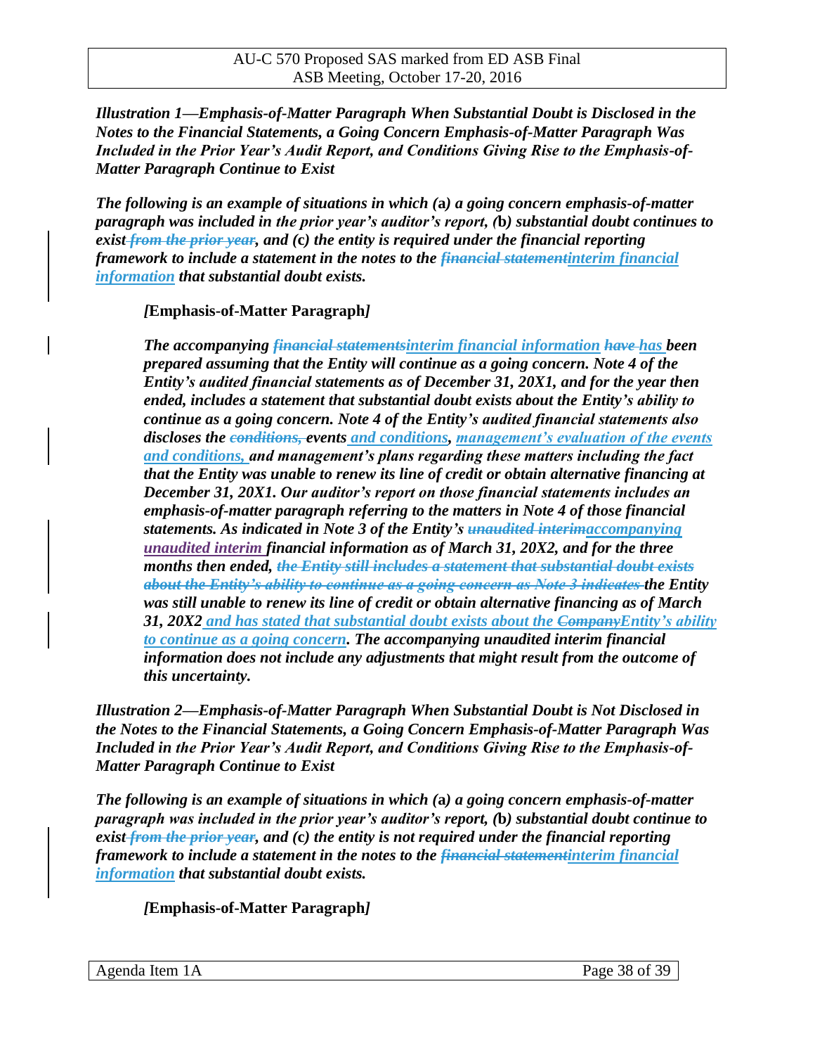***Illustration 1—Emphasis-of-Matter Paragraph When Substantial Doubt is Disclosed in the Notes to the Financial Statements, a Going Concern Emphasis-of-Matter Paragraph Was Included in the Prior Year's Audit Report, and Conditions Giving Rise to the Emphasis-of-Matter Paragraph Continue to Exist***

***The following is an example of situations in which (a) a going concern emphasis-of-matter paragraph was included in the prior year's auditor's report, (b) substantial doubt continues to exist ~~from the prior year~~, and (c) the entity is required under the financial reporting framework to include a statement in the notes to the ~~financial statement~~interim financial information that substantial doubt exists.***

> *[***Emphasis-of-Matter Paragraph***]*
>
> ***The accompanying ~~financial statements~~interim financial information ~~have~~ has been prepared assuming that the Entity will continue as a going concern. Note 4 of the Entity's audited financial statements as of December 31, 20X1, and for the year then ended, includes a statement that substantial doubt exists about the Entity's ability to continue as a going concern. Note 4 of the Entity's audited financial statements also discloses the ~~conditions,~~ events and conditions, management's evaluation of the events and conditions, and management's plans regarding these matters including the fact that the Entity was unable to renew its line of credit or obtain alternative financing at December 31, 20X1. Our auditor's report on those financial statements includes an emphasis-of-matter paragraph referring to the matters in Note 4 of those financial statements. As indicated in Note 3 of the Entity's ~~unaudited interim~~accompanying unaudited interim financial information as of March 31, 20X2, and for the three months then ended, ~~the Entity still includes a statement that substantial doubt exists about the Entity's ability to continue as a going concern as Note 3 indicates~~ the Entity was still unable to renew its line of credit or obtain alternative financing as of March 31, 20X2 and has stated that substantial doubt exists about the ~~Company~~Entity's ability to continue as a going concern. The accompanying unaudited interim financial information does not include any adjustments that might result from the outcome of this uncertainty.***

***Illustration 2—Emphasis-of-Matter Paragraph When Substantial Doubt is Not Disclosed in the Notes to the Financial Statements, a Going Concern Emphasis-of-Matter Paragraph Was Included in the Prior Year's Audit Report, and Conditions Giving Rise to the Emphasis-of-Matter Paragraph Continue to Exist***

***The following is an example of situations in which (a) a going concern emphasis-of-matter paragraph was included in the prior year's auditor's report, (b) substantial doubt continue to exist ~~from the prior year~~, and (c) the entity is not required under the financial reporting framework to include a statement in the notes to the ~~financial statement~~interim financial information that substantial doubt exists.***

> *[***Emphasis-of-Matter Paragraph***]*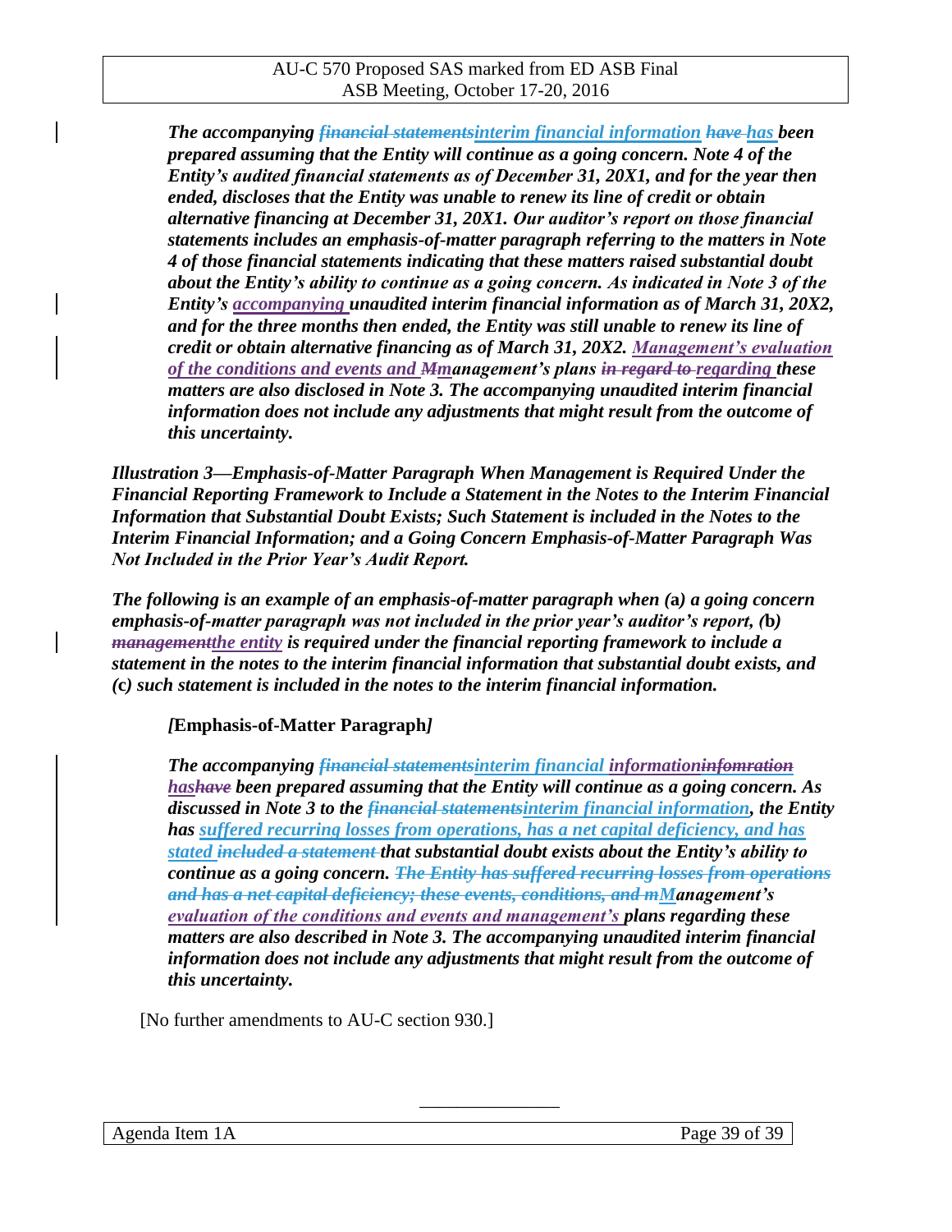*The accompanying ~~financial statements~~interim financial information ~~have~~ has been prepared assuming that the Entity will continue as a going concern. Note 4 of the Entity's audited financial statements as of December 31, 20X1, and for the year then ended, discloses that the Entity was unable to renew its line of credit or obtain alternative financing at December 31, 20X1. Our auditor's report on those financial statements includes an emphasis-of-matter paragraph referring to the matters in Note 4 of those financial statements indicating that these matters raised substantial doubt about the Entity's ability to continue as a going concern. As indicated in Note 3 of the Entity's accompanying unaudited interim financial information as of March 31, 20X2, and for the three months then ended, the Entity was still unable to renew its line of credit or obtain alternative financing as of March 31, 20X2. Management's evaluation of the conditions and events and ~~M~~management's plans ~~in regard to~~ regarding these matters are also disclosed in Note 3. The accompanying unaudited interim financial information does not include any adjustments that might result from the outcome of this uncertainty.*

***Illustration 3—Emphasis-of-Matter Paragraph When Management is Required Under the Financial Reporting Framework to Include a Statement in the Notes to the Interim Financial Information that Substantial Doubt Exists; Such Statement is included in the Notes to the Interim Financial Information; and a Going Concern Emphasis-of-Matter Paragraph Was Not Included in the Prior Year's Audit Report.***

***The following is an example of an emphasis-of-matter paragraph when (a) a going concern emphasis-of-matter paragraph was not included in the prior year's auditor's report, (b) ~~management~~the entity is required under the financial reporting framework to include a statement in the notes to the interim financial information that substantial doubt exists, and (c) such statement is included in the notes to the interim financial information.***

***[Emphasis-of-Matter Paragraph]***

***The accompanying ~~financial statements~~interim financial information~~infomration~~ has~~have~~ been prepared assuming that the Entity will continue as a going concern. As discussed in Note 3 to the ~~financial statements~~interim financial information, the Entity has suffered recurring losses from operations, has a net capital deficiency, and has stated ~~included a statement~~ that substantial doubt exists about the Entity's ability to continue as a going concern. ~~The Entity has suffered recurring losses from operations and has a net capital deficiency; these events, conditions, and m~~Management's evaluation of the conditions and events and management's plans regarding these matters are also described in Note 3. The accompanying unaudited interim financial information does not include any adjustments that might result from the outcome of this uncertainty.***

[No further amendments to AU-C section 930.]